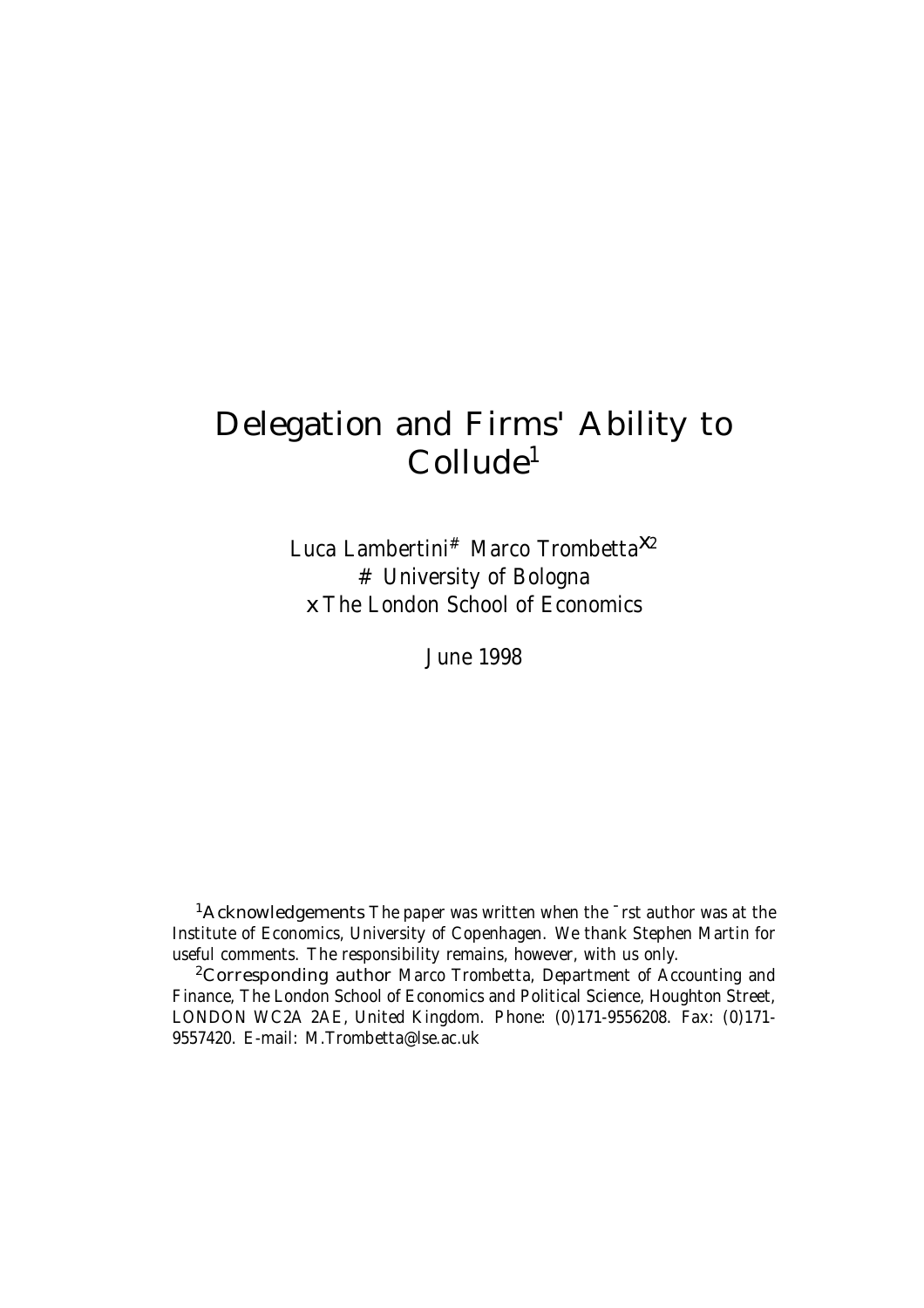# Delegation and Firms' Ability to Collude[1]

Luca Lambertini[#] Marco Trombetta[x2]

[#] University of Bologna

[x] The London School of Economics

June 1998

[1]**Acknowledgements** The paper was written when the first author was at the Institute of Economics, University of Copenhagen. We thank Stephen Martin for useful comments. The responsibility remains, however, with us only.

[2]**Corresponding author** Marco Trombetta, Department of Accounting and Finance, The London School of Economics and Political Science, Houghton Street, LONDON WC2A 2AE, United Kingdom. Phone: (0)171-9556208. Fax: (0)171-9557420. E-mail: M.Trombetta@lse.ac.uk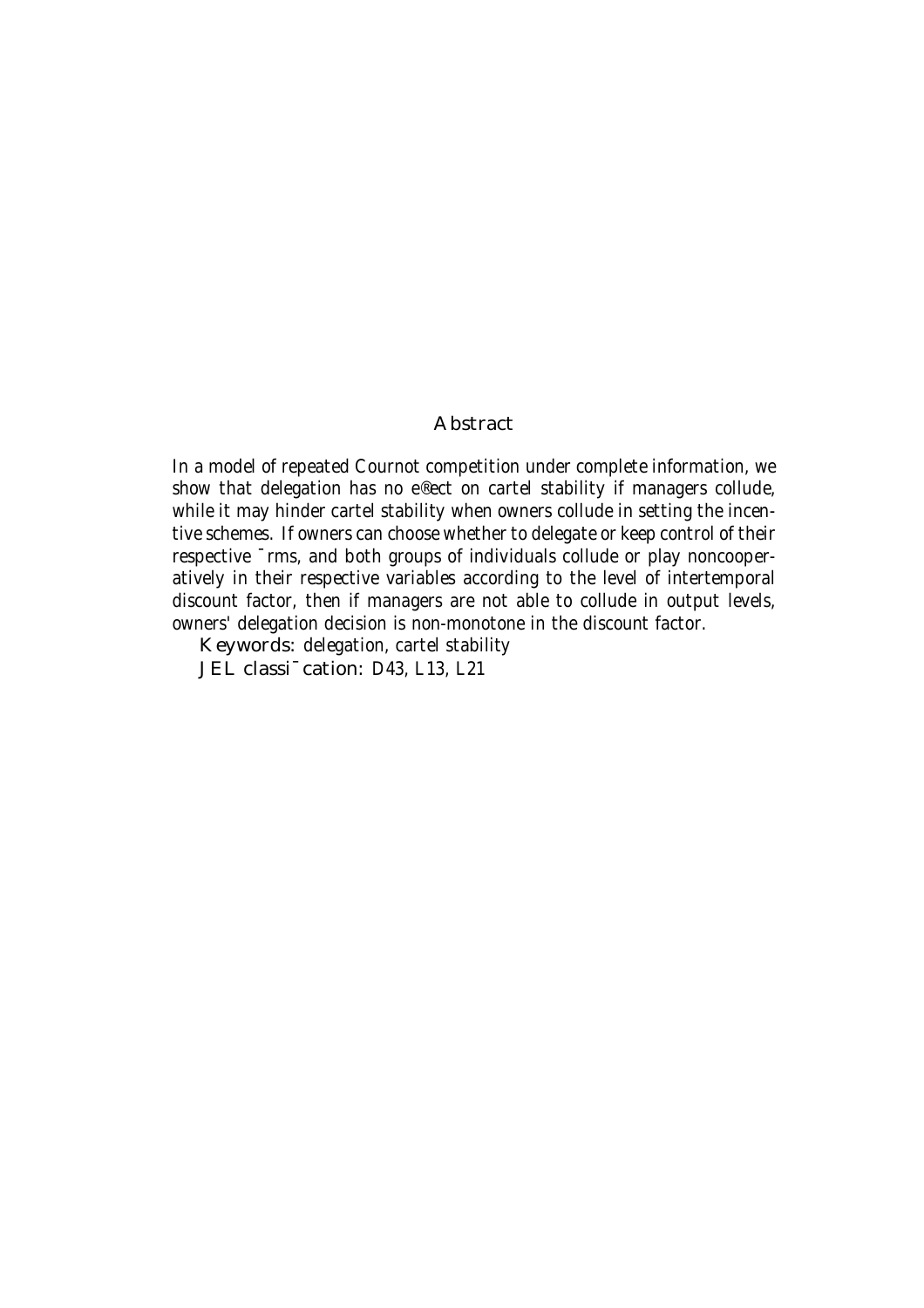## Abstract

In a model of repeated Cournot competition under complete information, we show that delegation has no effect on cartel stability if managers collude, while it may hinder cartel stability when owners collude in setting the incentive schemes. If owners can choose whether to delegate or keep control of their respective firms, and both groups of individuals collude or play noncooperatively in their respective variables according to the level of intertemporal discount factor, then if managers are not able to collude in output levels, owners' delegation decision is non-monotone in the discount factor.

**Keywords:** delegation, cartel stability

**JEL classification:** D43, L13, L21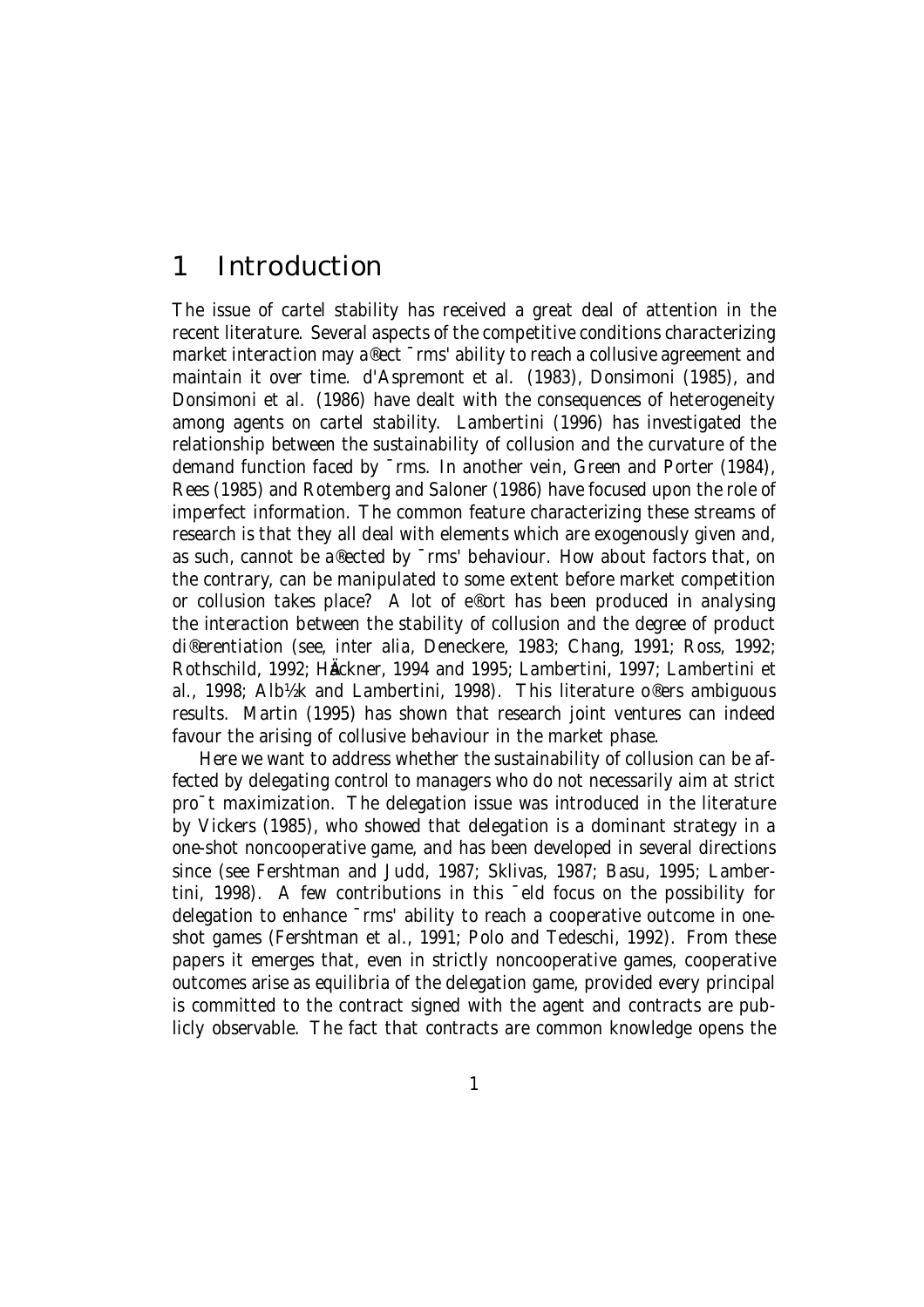# 1 Introduction

The issue of cartel stability has received a great deal of attention in the recent literature. Several aspects of the competitive conditions characterizing market interaction may affect firms' ability to reach a collusive agreement and maintain it over time. d'Aspremont *et al.* (1983), Donsimoni (1985), and Donsimoni *et al.* (1986) have dealt with the consequences of heterogeneity among agents on cartel stability. Lambertini (1996) has investigated the relationship between the sustainability of collusion and the curvature of the demand function faced by firms. In another vein, Green and Porter (1984), Rees (1985) and Rotemberg and Saloner (1986) have focused upon the role of imperfect information. The common feature characterizing these streams of research is that they all deal with elements which are exogenously given and, as such, cannot be affected by firms' behaviour. How about factors that, on the contrary, can be manipulated to some extent before market competition or collusion takes place? A lot of effort has been produced in analysing the interaction between the stability of collusion and the degree of product differentiation (see, *inter alia*, Deneckere, 1983; Chang, 1991; Ross, 1992; Rothschild, 1992; Häckner, 1994 and 1995; Lambertini, 1997; Lambertini *et al.*, 1998; Albæk and Lambertini, 1998). This literature offers ambiguous results. Martin (1995) has shown that research joint ventures can indeed favour the arising of collusive behaviour in the market phase.

Here we want to address whether the sustainability of collusion can be affected by delegating control to managers who do not necessarily aim at strict profit maximization. The delegation issue was introduced in the literature by Vickers (1985), who showed that delegation is a dominant strategy in a one-shot noncooperative game, and has been developed in several directions since (see Fershtman and Judd, 1987; Sklivas, 1987; Basu, 1995; Lambertini, 1998). A few contributions in this field focus on the possibility for delegation to enhance firms' ability to reach a cooperative outcome in one-shot games (Fershtman *et al.*, 1991; Polo and Tedeschi, 1992). From these papers it emerges that, even in strictly noncooperative games, cooperative outcomes arise as equilibria of the delegation game, provided every principal is committed to the contract signed with the agent and contracts are publicly observable. The fact that contracts are common knowledge opens the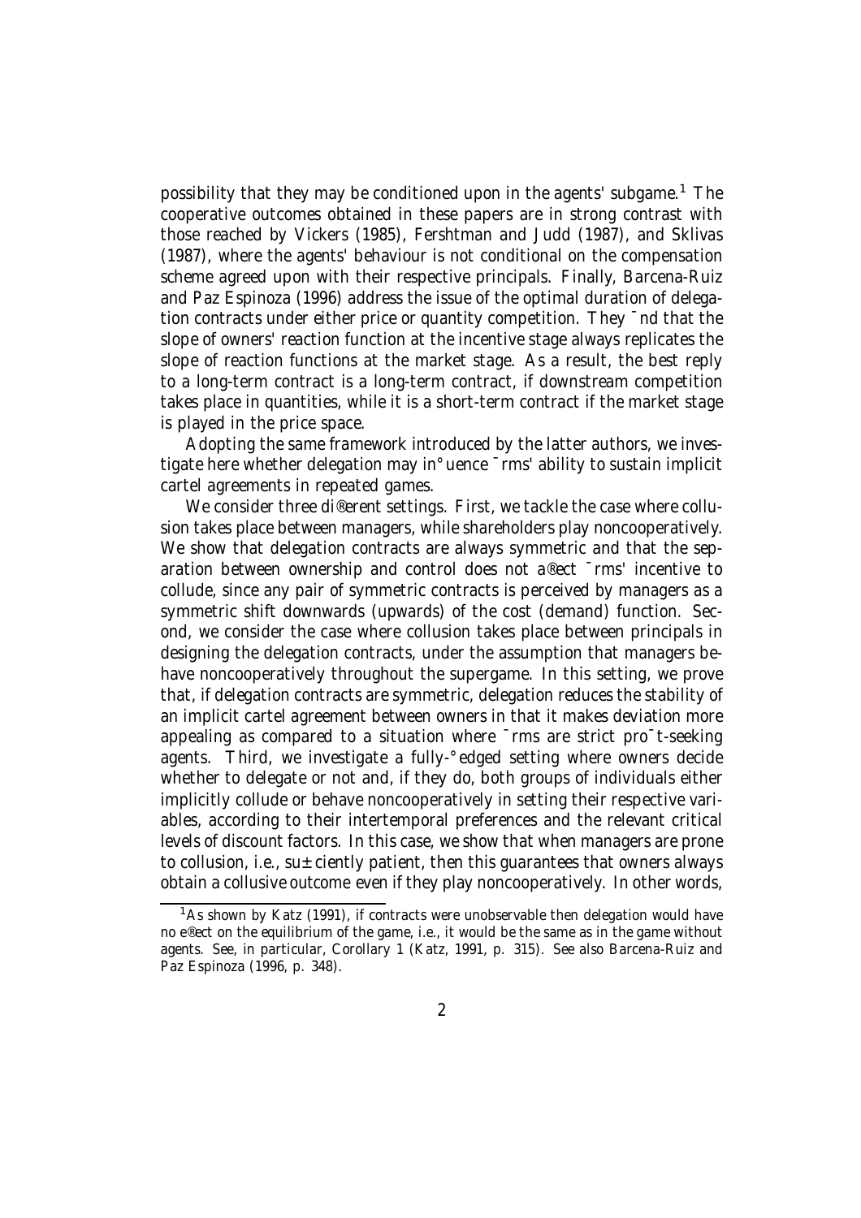possibility that they may be conditioned upon in the agents' subgame.[1] The cooperative outcomes obtained in these papers are in strong contrast with those reached by Vickers (1985), Fershtman and Judd (1987), and Sklivas (1987), where the agents' behaviour is not conditional on the compensation scheme agreed upon with their respective principals. Finally, Barcena-Ruiz and Paz Espinoza (1996) address the issue of the optimal duration of delegation contracts under either price or quantity competition. They find that the slope of owners' reaction function at the incentive stage always replicates the slope of reaction functions at the market stage. As a result, the best reply to a long-term contract is a long-term contract, if downstream competition takes place in quantities, while it is a short-term contract if the market stage is played in the price space.

Adopting the same framework introduced by the latter authors, we investigate here whether delegation may influence firms' ability to sustain implicit cartel agreements in repeated games.

We consider three different settings. First, we tackle the case where collusion takes place between managers, while shareholders play noncooperatively. We show that delegation contracts are always symmetric and that the separation between ownership and control does not affect firms' incentive to collude, since any pair of symmetric contracts is perceived by managers as a symmetric shift downwards (upwards) of the cost (demand) function. Second, we consider the case where collusion takes place between principals in designing the delegation contracts, under the assumption that managers behave noncooperatively throughout the supergame. In this setting, we prove that, if delegation contracts are symmetric, delegation reduces the stability of an implicit cartel agreement between owners in that it makes deviation more appealing as compared to a situation where firms are strict profit-seeking agents. Third, we investigate a fully-fledged setting where owners decide whether to delegate or not and, if they do, both groups of individuals either implicitly collude or behave noncooperatively in setting their respective variables, according to their intertemporal preferences and the relevant critical levels of discount factors. In this case, we show that when managers are prone to collusion, i.e., sufficiently patient, then this guarantees that owners always obtain a collusive outcome even if they play noncooperatively. In other words,

[1] As shown by Katz (1991), if contracts were unobservable then delegation would have no effect on the equilibrium of the game, i.e., it would be the same as in the game without agents. See, in particular, Corollary 1 (Katz, 1991, p. 315). See also Barcena-Ruiz and Paz Espinoza (1996, p. 348).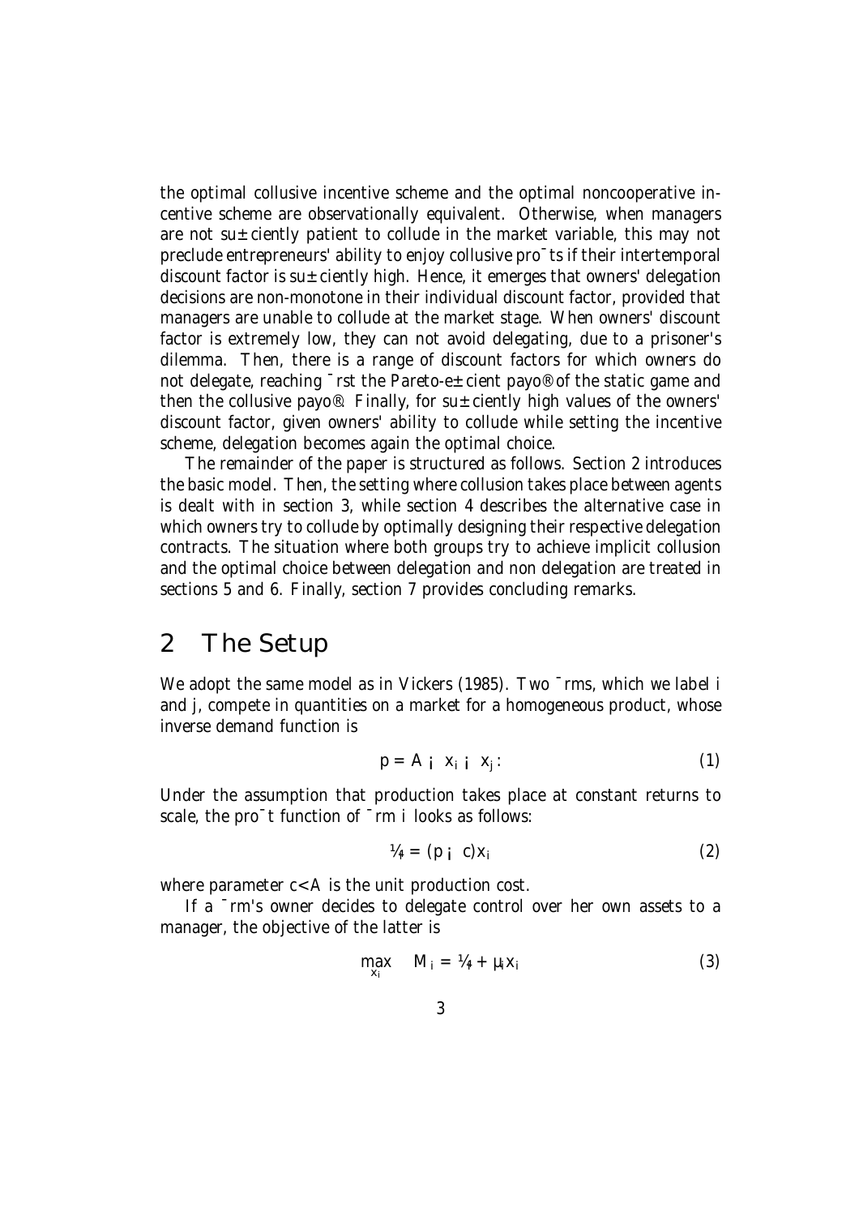the optimal collusive incentive scheme and the optimal noncooperative incentive scheme are observationally equivalent. Otherwise, when managers are not sufficiently patient to collude in the market variable, this may not preclude entrepreneurs' ability to enjoy collusive profits if their intertemporal discount factor is sufficiently high. Hence, it emerges that owners' delegation decisions are non-monotone in their individual discount factor, provided that managers are unable to collude at the market stage. When owners' discount factor is extremely low, they can not avoid delegating, due to a prisoner's dilemma. Then, there is a range of discount factors for which owners do not delegate, reaching first the Pareto-efficient payoff of the static game and then the collusive payoff. Finally, for sufficiently high values of the owners' discount factor, given owners' ability to collude while setting the incentive scheme, delegation becomes again the optimal choice.

The remainder of the paper is structured as follows. Section 2 introduces the basic model. Then, the setting where collusion takes place between agents is dealt with in section 3, while section 4 describes the alternative case in which owners try to collude by optimally designing their respective delegation contracts. The situation where both groups try to achieve implicit collusion and the optimal choice between delegation and non delegation are treated in sections 5 and 6. Finally, section 7 provides concluding remarks.

## 2 The Setup

We adopt the same model as in Vickers (1985). Two firms, which we label $i$ and $j$, compete in quantities on a market for a homogeneous product, whose inverse demand function is

$$p = A - x_i - x_j. \tag{1}$$

Under the assumption that production takes place at constant returns to scale, the profit function of firm $i$ looks as follows:

$$\pi_i = (p - c)x_i \tag{2}$$

where parameter $c<A$ is the unit production cost.

If a firm's owner decides to delegate control over her own assets to a manager, the objective of the latter is

$$\max_{x_i} \quad M_i = \pi_i + \theta_i x_i \tag{3}$$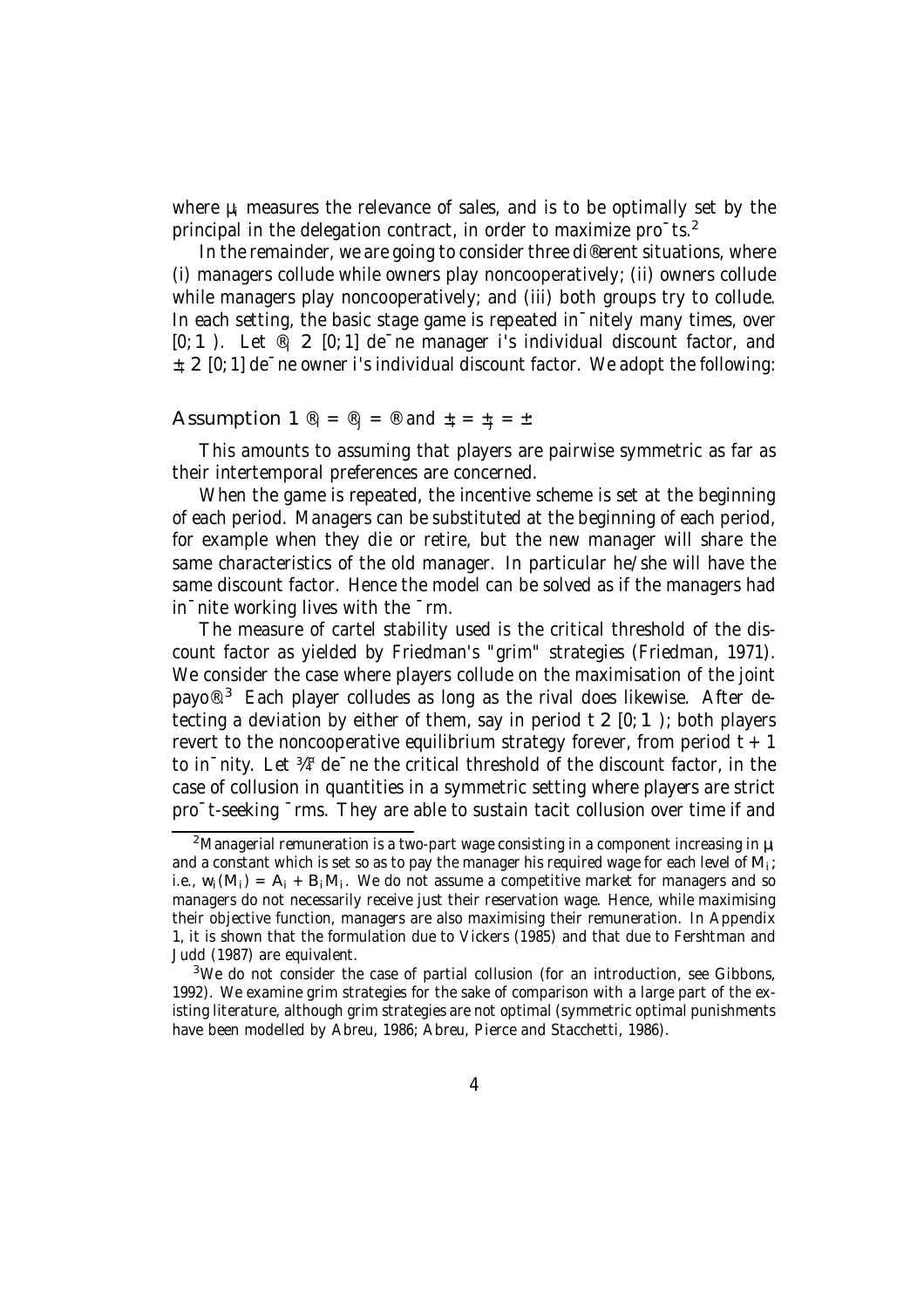where $\mu_i$ measures the relevance of sales, and is to be optimally set by the principal in the delegation contract, in order to maximize profits.[2]

In the remainder, we are going to consider three different situations, where (i) managers collude while owners play noncooperatively; (ii) owners collude while managers play noncooperatively; and (iii) both groups try to collude. In each setting, the basic stage game is repeated infinitely many times, over $[0; \infty)$. Let $\alpha_i \in [0; 1]$ define manager i's individual discount factor, and $\delta_i \in [0; 1]$ define owner i's individual discount factor. We adopt the following:

**Assumption 1** $\alpha_i = \alpha_j = \alpha$ and $\delta_i = \delta_j = \delta$

This amounts to assuming that players are pairwise symmetric as far as their intertemporal preferences are concerned.

When the game is repeated, the incentive scheme is set at the beginning of each period. Managers can be substituted at the beginning of each period, for example when they die or retire, but the new manager will share the same characteristics of the old manager. In particular he/she will have the same discount factor. Hence the model can be solved as if the managers had infinite working lives with the firm.

The measure of cartel stability used is the critical threshold of the discount factor as yielded by Friedman's "grim" strategies (Friedman, 1971). We consider the case where players collude on the maximisation of the joint payoff.[3] Each player colludes as long as the rival does likewise. After detecting a deviation by either of them, say in period $t \in [0; \infty)$; both players revert to the noncooperative equilibrium strategy forever, from period $t + 1$ to infinity. Let $\sigma^{\pi}$ define the critical threshold of the discount factor, in the case of collusion in quantities in a symmetric setting where players are strict profit-seeking firms. They are able to sustain tacit collusion over time if and

[2] Managerial remuneration is a two-part wage consisting in a component increasing in $\mu_i$ and a constant which is set so as to pay the manager his required wage for each level of $M_i$; i.e., $w_i(M_i) = A_i + B_i M_i$. We do not assume a competitive market for managers and so managers do not necessarily receive just their reservation wage. Hence, while maximising their objective function, managers are also maximising their remuneration. In Appendix 1, it is shown that the formulation due to Vickers (1985) and that due to Fershtman and Judd (1987) are equivalent.

[3] We do not consider the case of partial collusion (for an introduction, see Gibbons, 1992). We examine grim strategies for the sake of comparison with a large part of the existing literature, although grim strategies are not optimal (symmetric optimal punishments have been modelled by Abreu, 1986; Abreu, Pierce and Stacchetti, 1986).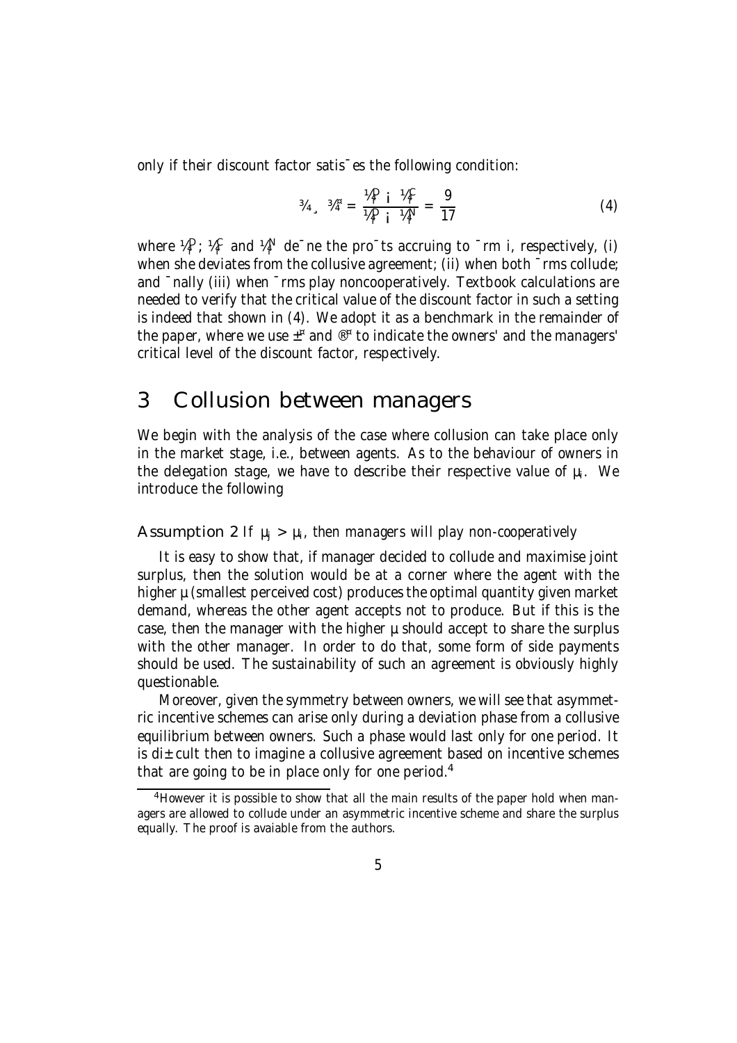only if their discount factor satisfies the following condition:

$$\sigma \geq \sigma^* = \frac{\pi_i^D - \pi_i^C}{\pi_i^D - \pi_i^N} = \frac{9}{17} \tag{4}$$

where $\pi_i^D$, $\pi_i^C$ and $\pi_i^N$ define the profits accruing to firm $i$, respectively, (i) when she deviates from the collusive agreement; (ii) when both firms collude; and finally (iii) when firms play noncooperatively. Textbook calculations are needed to verify that the critical value of the discount factor in such a setting is indeed that shown in (4). We adopt it as a benchmark in the remainder of the paper, where we use $\delta^*$ and $\alpha^*$ to indicate the owners' and the managers' critical level of the discount factor, respectively.

# 3 Collusion between managers

We begin with the analysis of the case where collusion can take place only in the market stage, i.e., between agents. As to the behaviour of owners in the delegation stage, we have to describe their respective value of $\theta_i$. We introduce the following

**Assumption 2** *If $\theta_j > \theta_i$, then managers will play non-cooperatively*

It is easy to show that, if manager decided to collude and maximise joint surplus, then the solution would be at a corner where the agent with the higher $\theta$ (smallest perceived cost) produces the optimal quantity given market demand, whereas the other agent accepts not to produce. But if this is the case, then the manager with the higher $\theta$ should accept to share the surplus with the other manager. In order to do that, some form of side payments should be used. The sustainability of such an agreement is obviously highly questionable.

Moreover, given the symmetry between owners, we will see that asymmetric incentive schemes can arise only during a deviation phase from a collusive equilibrium between owners. Such a phase would last only for one period. It is difficult then to imagine a collusive agreement based on incentive schemes that are going to be in place only for one period.[4]

[4] However it is possible to show that all the main results of the paper hold when managers are allowed to collude under an asymmetric incentive scheme and share the surplus equally. The proof is avaiable from the authors.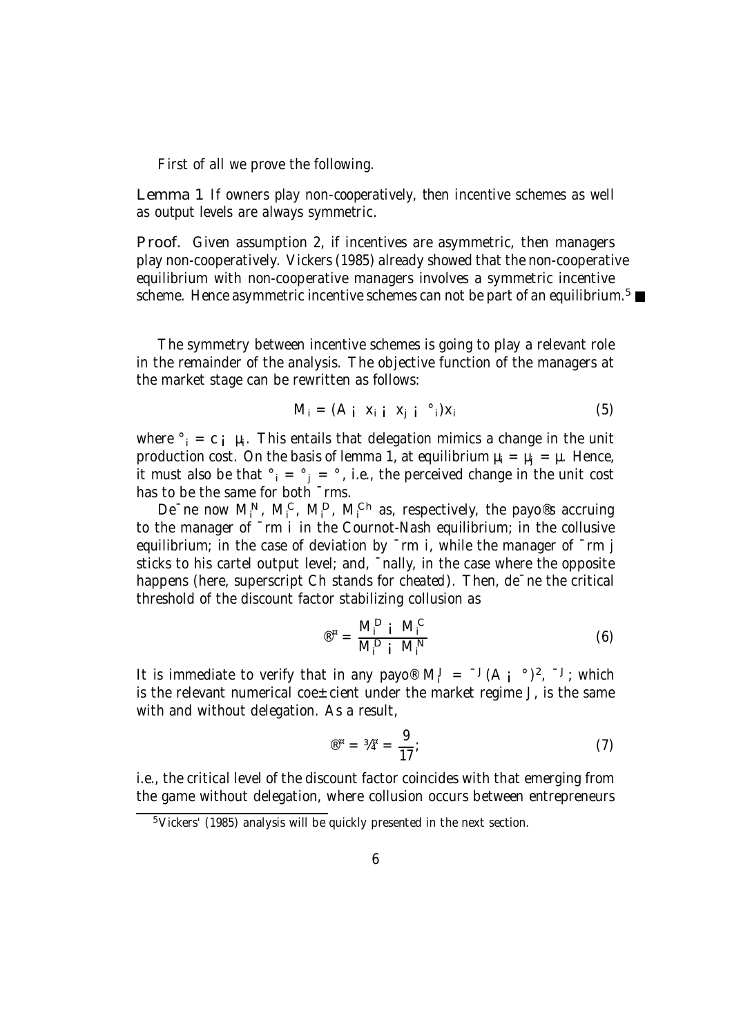First of all we prove the following.

**Lemma 1** *If owners play non-cooperatively, then incentive schemes as well as output levels are always symmetric.*

**Proof.** Given assumption 2, if incentives are asymmetric, then managers play non-cooperatively. Vickers (1985) already showed that the non-cooperative equilibrium with non-cooperative managers involves a symmetric incentive scheme. Hence asymmetric incentive schemes can not be part of an equilibrium.[5] ■

The symmetry between incentive schemes is going to play a relevant role in the remainder of the analysis. The objective function of the managers at the market stage can be rewritten as follows:

$$M_i = (A - x_i - x_j - \gamma_i)x_i \tag{5}$$

where $\gamma_i = c - \mu_i$. This entails that delegation mimics a change in the unit production cost. On the basis of lemma 1, at equilibrium $\mu_i = \mu_j = \mu$. Hence, it must also be that $\gamma_i = \gamma_j = \gamma$, i.e., the perceived change in the unit cost has to be the same for both firms.

Define now $M_i^N$, $M_i^C$, $M_i^D$, $M_i^{Ch}$ as, respectively, the payoffs accruing to the manager of firm $i$ in the Cournot-Nash equilibrium; in the collusive equilibrium; in the case of deviation by firm $i$, while the manager of firm $j$ sticks to his cartel output level; and, finally, in the case where the opposite happens (here, superscript $Ch$ stands for cheated). Then, define the critical threshold of the discount factor stabilizing collusion as

$$\alpha^* = \frac{M_i^D - M_i^C}{M_i^D - M_i^N} \tag{6}$$

It is immediate to verify that in any payoff $M_i^J = \beta^J (A - \gamma)^2$, $\beta^J$, which is the relevant numerical coefficient under the market regime $J$, is the same with and without delegation. As a result,

$$\alpha^* = \delta^* = \frac{9}{17}; \tag{7}$$

i.e., the critical level of the discount factor coincides with that emerging from the game without delegation, where collusion occurs between entrepreneurs

[5] Vickers' (1985) analysis will be quickly presented in the next section.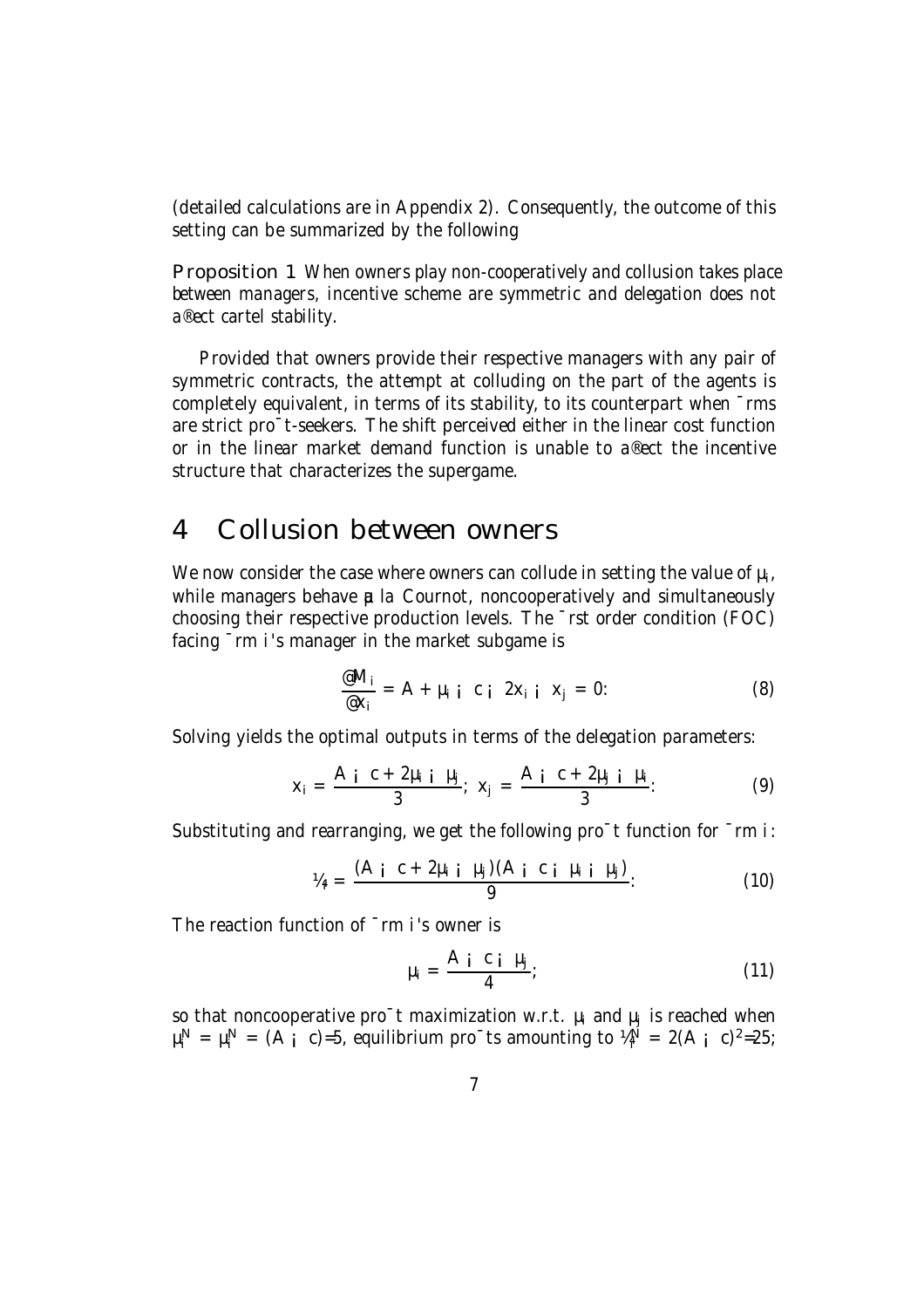(detailed calculations are in Appendix 2). Consequently, the outcome of this setting can be summarized by the following

**Proposition 1** *When owners play non-cooperatively and collusion takes place between managers, incentive scheme are symmetric and delegation does not affect cartel stability.*

Provided that owners provide their respective managers with any pair of symmetric contracts, the attempt at colluding on the part of the agents is completely equivalent, in terms of its stability, to its counterpart when firms are strict profit-seekers. The shift perceived either in the linear cost function or in the linear market demand function is unable to affect the incentive structure that characterizes the supergame.

# 4 Collusion between owners

We now consider the case where owners can collude in setting the value of $\theta_i$, while managers behave à la Cournot, noncooperatively and simultaneously choosing their respective production levels. The first order condition (FOC) facing firm $i$'s manager in the market subgame is

$$\frac{\partial M_i}{\partial x_i} = A + \theta_i - c - 2x_i - x_j = 0. \tag{8}$$

Solving yields the optimal outputs in terms of the delegation parameters:

$$x_i = \frac{A - c + 2\theta_i - \theta_j}{3};\; x_j = \frac{A - c + 2\theta_j - \theta_i}{3}. \tag{9}$$

Substituting and rearranging, we get the following profit function for firm $i$:

$$\pi_i = \frac{(A - c + 2\theta_i - \theta_j)(A - c - \theta_i - \theta_j)}{9}. \tag{10}$$

The reaction function of firm $i$'s owner is

$$\theta_i = \frac{A - c - \theta_j}{4}; \tag{11}$$

so that noncooperative profit maximization w.r.t. $\theta_i$ and $\theta_j$ is reached when $\theta_i^N = \theta_i^N = (A - c)/5$, equilibrium profits amounting to $\pi_i^N = 2(A - c)^2/25$;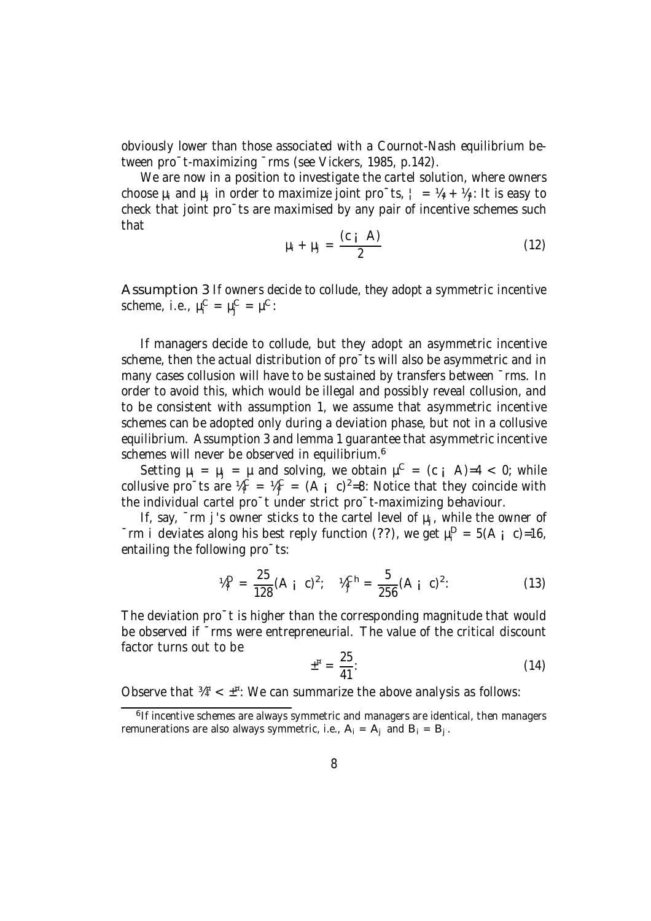obviously lower than those associated with a Cournot-Nash equilibrium between profit-maximizing firms (see Vickers, 1985, p.142).

We are now in a position to investigate the cartel solution, where owners choose $\mu_i$ and $\mu_j$ in order to maximize joint profits, $\Pi = \pi_i + \pi_j$. It is easy to check that joint profits are maximised by any pair of incentive schemes such that

$$\mu_i + \mu_j = \frac{(c - A)}{2} \tag{12}$$

**Assumption 3** *If owners decide to collude, they adopt a symmetric incentive scheme, i.e.,* $\mu_i^C = \mu_j^C = \mu^C$.

If managers decide to collude, but they adopt an asymmetric incentive scheme, then the actual distribution of profits will also be asymmetric and in many cases collusion will have to be sustained by transfers between firms. In order to avoid this, which would be illegal and possibly reveal collusion, and to be consistent with assumption 1, we assume that asymmetric incentive schemes can be adopted only during a deviation phase, but not in a collusive equilibrium. Assumption 3 and lemma 1 guarantee that asymmetric incentive schemes will never be observed in equilibrium.[6]

Setting $\mu_i = \mu_j = \mu$ and solving, we obtain $\mu^C = (c - A)/4 < 0$, while collusive profits are $\pi_i^C = \pi_j^C = (A - c)^2/8$. Notice that they coincide with the individual cartel profit under strict profit-maximizing behaviour.

If, say, firm $j$'s owner sticks to the cartel level of $\mu_j$, while the owner of firm $i$ deviates along his best reply function (??), we get $\mu_i^D = 5(A - c)/16$, entailing the following profits:

$$\pi_i^D = \frac{25}{128}(A - c)^2; \quad \pi_j^{Ch} = \frac{5}{256}(A - c)^2. \tag{13}$$

The deviation profit is higher than the corresponding magnitude that would be observed if firms were entrepreneurial. The value of the critical discount factor turns out to be

$$\delta^* = \frac{25}{41}. \tag{14}$$

Observe that $\sigma^* < \delta^*$. We can summarize the above analysis as follows:

[6] If incentive schemes are always symmetric and managers are identical, then managers remunerations are also always symmetric, i.e., $A_i = A_j$ and $B_i = B_j$.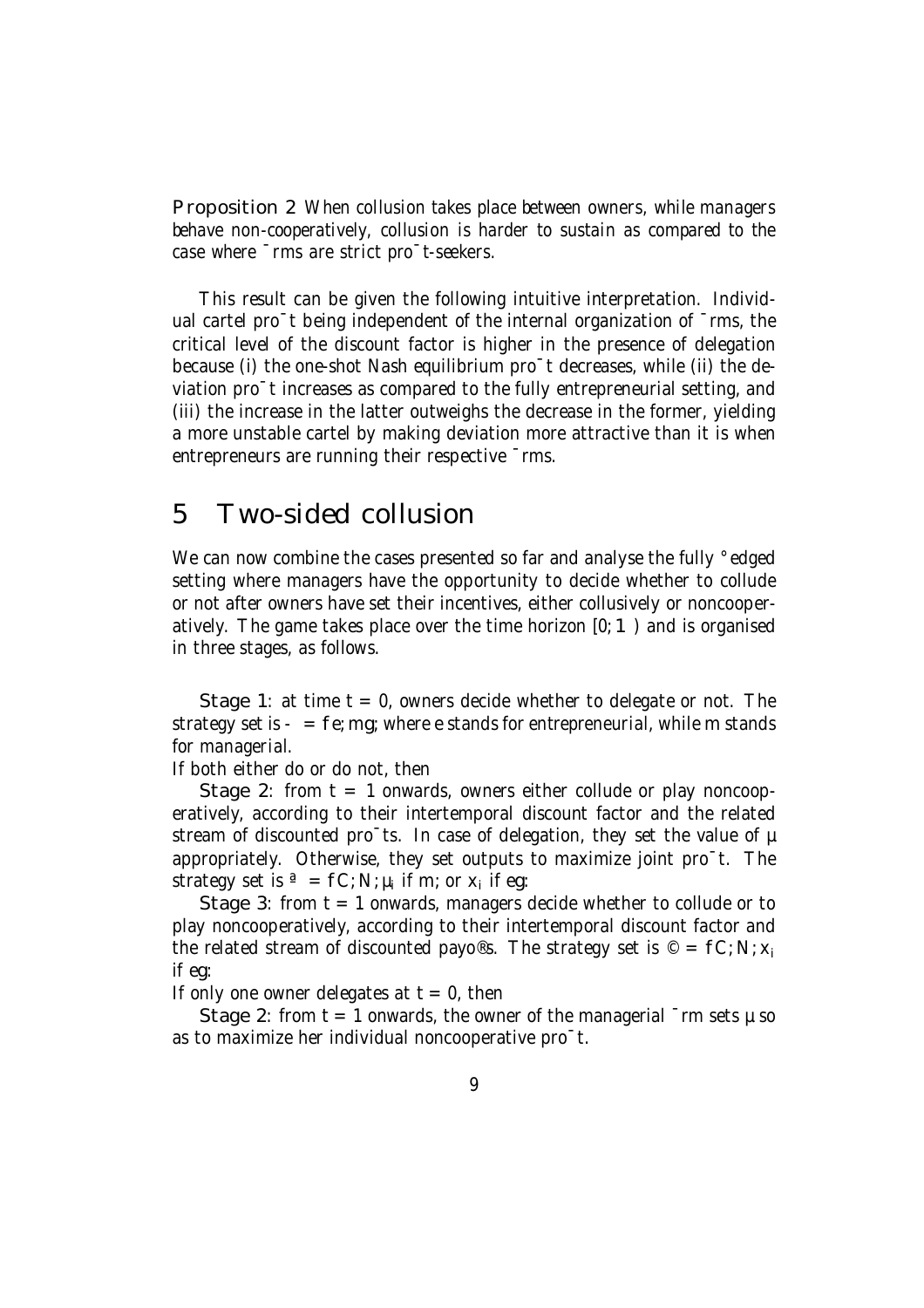**Proposition 2** *When collusion takes place between owners, while managers behave non-cooperatively, collusion is harder to sustain as compared to the case where firms are strict profit-seekers.*

This result can be given the following intuitive interpretation. Individual cartel profit being independent of the internal organization of firms, the critical level of the discount factor is higher in the presence of delegation because (i) the one-shot Nash equilibrium profit decreases, while (ii) the deviation profit increases as compared to the fully entrepreneurial setting, and (iii) the increase in the latter outweighs the decrease in the former, yielding a more unstable cartel by making deviation more attractive than it is when entrepreneurs are running their respective firms.

# 5 Two-sided collusion

We can now combine the cases presented so far and analyse the fully fledged setting where managers have the opportunity to decide whether to collude or not after owners have set their incentives, either collusively or noncooperatively. The game takes place over the time horizon $[0; \infty)$ and is organised in three stages, as follows.

**Stage 1**: at time $t = 0$, owners decide whether to delegate or not. The strategy set is $\Sigma = \{e; m\}$; where $e$ stands for *entrepreneurial*, while $m$ stands for *managerial*.
If both either do or do not, then

**Stage 2**: from $t = 1$ onwards, owners either collude or play noncooperatively, according to their intertemporal discount factor and the related stream of discounted profits. In case of delegation, they set the value of $\theta$ appropriately. Otherwise, they set outputs to maximize joint profit. The strategy set is $\Phi = \{C; N; \theta_i$ if $m$; or $x_i$ if $e\}$:

**Stage 3**: from $t = 1$ onwards, managers decide whether to collude or to play noncooperatively, according to their intertemporal discount factor and the related stream of discounted payoffs. The strategy set is $\Psi = \{C; N; x_i$ if $e\}$:
If only one owner delegates at $t = 0$, then

**Stage 2**: from $t = 1$ onwards, the owner of the managerial firm sets $\theta$ so as to maximize her individual noncooperative profit.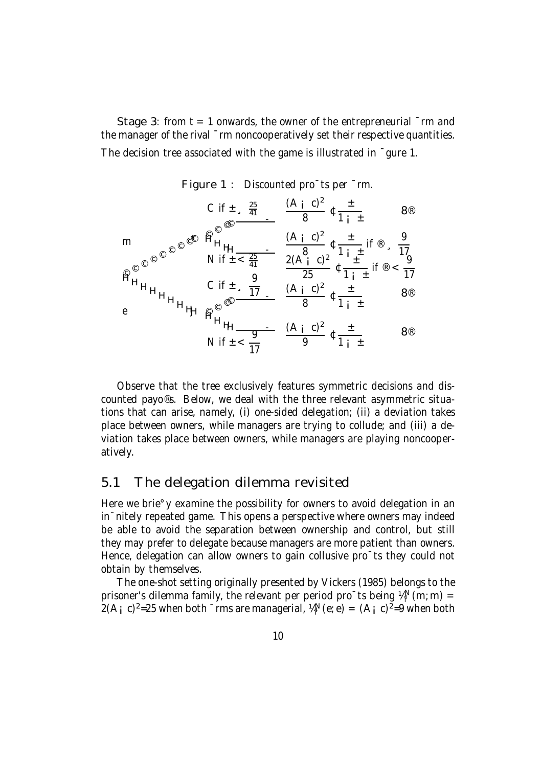**Stage 3**: from $t = 1$ onwards, the owner of the entrepreneurial firm and the manager of the rival firm noncooperatively set their respective quantities.

The decision tree associated with the game is illustrated in figure 1.

**Figure 1** : Discounted profits per firm.

| | | Discounted profits | |
|---|---|---|---|
| m | C if $\delta \geq \frac{25}{41}$ | $\frac{(A-c)^2}{8} \cdot \frac{\delta}{1-\delta}$ | $\forall \alpha$ |
| | N if $\delta < \frac{25}{41}$ | $\frac{(A-c)^2}{8} \cdot \frac{\delta}{1-\delta}$ if $\alpha \geq \frac{9}{17}$; $\frac{2(A-c)^2}{25} \cdot \frac{\delta}{1-\delta}$ if $\alpha < \frac{9}{17}$ | |
| e | C if $\delta \geq \frac{9}{17}$ | $\frac{(A-c)^2}{8} \cdot \frac{\delta}{1-\delta}$ | $\forall \alpha$ |
| | N if $\delta < \frac{9}{17}$ | $\frac{(A-c)^2}{9} \cdot \frac{\delta}{1-\delta}$ | $\forall \alpha$ |

Observe that the tree exclusively features symmetric decisions and discounted payoffs. Below, we deal with the three relevant asymmetric situations that can arise, namely, (i) one-sided delegation; (ii) a deviation takes place between owners, while managers are trying to collude; and (iii) a deviation takes place between owners, while managers are playing noncooperatively.

## 5.1 The delegation dilemma revisited

Here we briefly examine the possibility for owners to avoid delegation in an infinitely repeated game. This opens a perspective where owners may indeed be able to avoid the separation between ownership and control, but still they may prefer to delegate because managers are more patient than owners. Hence, delegation can allow owners to gain collusive profits they could not obtain by themselves.

The one-shot setting originally presented by Vickers (1985) belongs to the prisoner's dilemma family, the relevant per period profits being $\pi_i^N(m; m) = 2(A-c)^2/25$ when both firms are managerial, $\pi_i^N(e; e) = (A-c)^2/9$ when both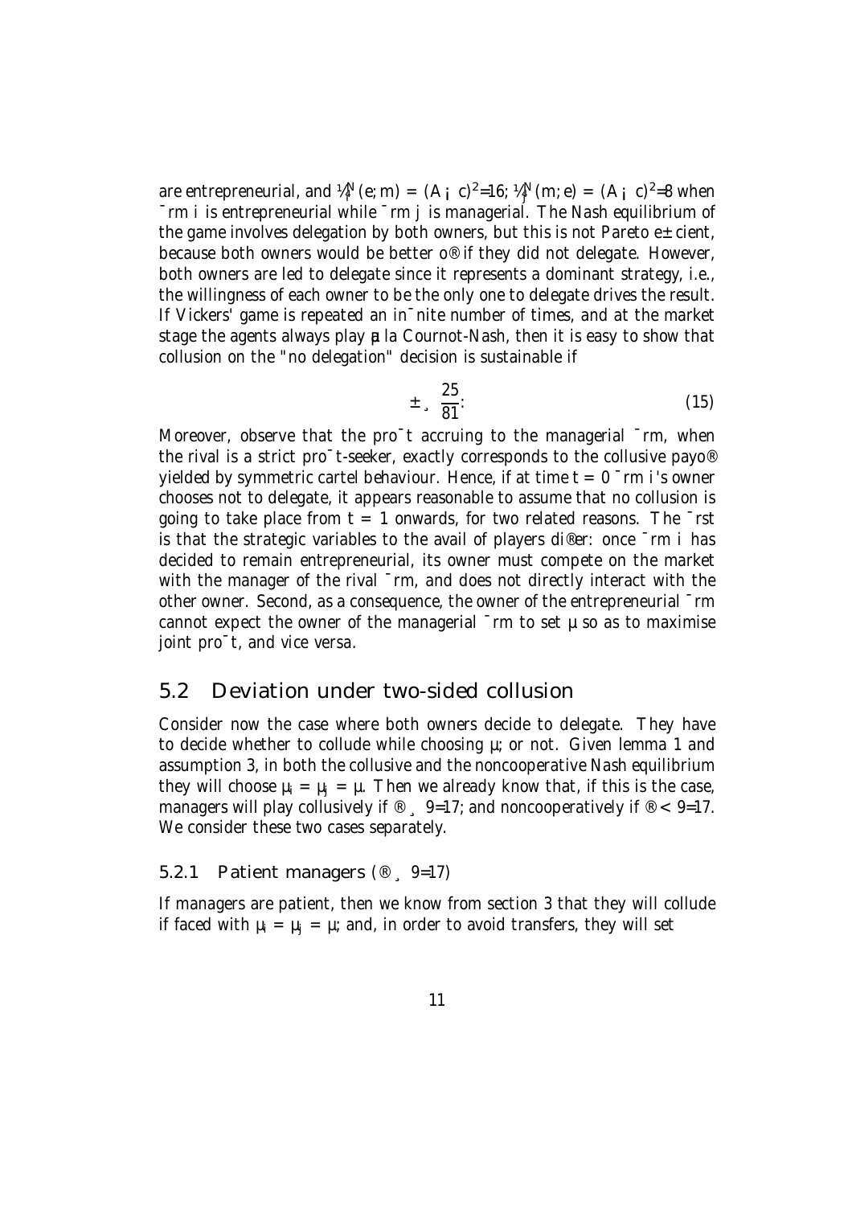are entrepreneurial, and $\pi_i^N(e;m) = (A - c)^2/16$; $\pi_j^N(m;e) = (A - c)^2/8$ when firm $i$ is entrepreneurial while firm $j$ is managerial. The Nash equilibrium of the game involves delegation by both owners, but this is not Pareto efficient, because both owners would be better off if they did not delegate. However, both owners are led to delegate since it represents a dominant strategy, i.e., the willingness of each owner to be the only one to delegate drives the result. If Vickers' game is repeated an infinite number of times, and at the market stage the agents always play *à la* Cournot-Nash, then it is easy to show that collusion on the "no delegation" decision is sustainable if

$$\delta \geq \frac{25}{81}. \tag{15}$$

Moreover, observe that the profit accruing to the managerial firm, when the rival is a strict profit-seeker, exactly corresponds to the collusive payoff yielded by symmetric cartel behaviour. Hence, if at time $t = 0$ firm $i$'s owner chooses not to delegate, it appears reasonable to assume that no collusion is going to take place from $t = 1$ onwards, for two related reasons. The first is that the strategic variables to the avail of players differ: once firm $i$ has decided to remain entrepreneurial, its owner must compete on the market with the manager of the rival firm, and does not directly interact with the other owner. Second, as a consequence, the owner of the entrepreneurial firm cannot expect the owner of the managerial firm to set $\theta$ so as to maximise joint profit, and vice versa.

## 5.2 Deviation under two-sided collusion

Consider now the case where both owners decide to delegate. They have to decide whether to collude while choosing $\theta$, or not. Given lemma 1 and assumption 3, in both the collusive and the noncooperative Nash equilibrium they will choose $\theta_i = \theta_j = \theta$. Then we already know that, if this is the case, managers will play collusively if $\alpha \geq 9/17$; and noncooperatively if $\alpha < 9/17$. We consider these two cases separately.

### 5.2.1 Patient managers ($\alpha \geq 9/17$)

If managers are patient, then we know from section 3 that they will collude if faced with $\theta_i = \theta_j = \theta$; and, in order to avoid transfers, they will set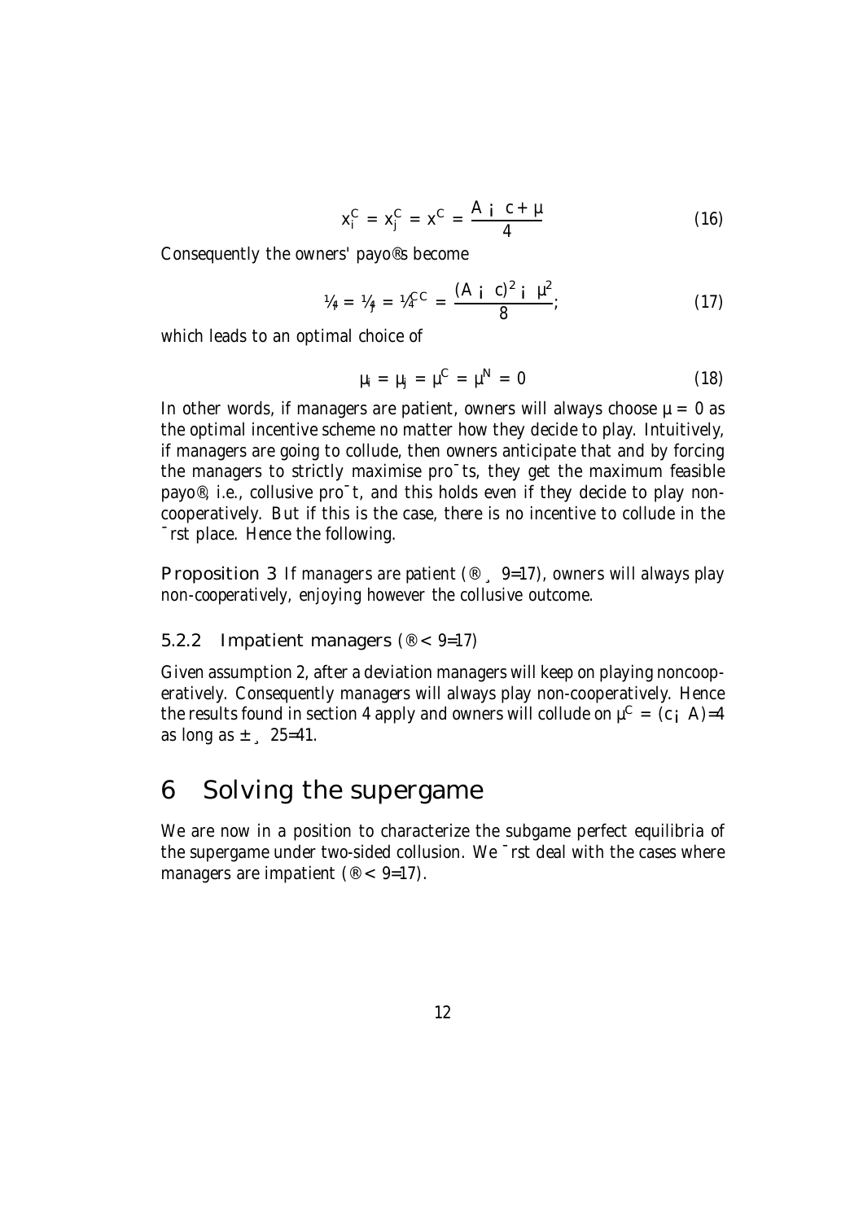$$x_i^C = x_j^C = x^C = \frac{A - c + \mu}{4} \tag{16}$$

Consequently the owners' payoffs become

$$\pi_i = \pi_j = \pi^{CC} = \frac{(A - c)^2 - \mu^2}{8}; \tag{17}$$

which leads to an optimal choice of

$$\mu_i = \mu_j = \mu^C = \mu^N = 0 \tag{18}$$

In other words, if managers are patient, owners will always choose $\mu = 0$ as the optimal incentive scheme no matter how they decide to play. Intuitively, if managers are going to collude, then owners anticipate that and by forcing the managers to strictly maximise profits, they get the maximum feasible payoff, i.e., collusive profit, and this holds even if they decide to play non-cooperatively. But if this is the case, there is no incentive to collude in the first place. Hence the following.

**Proposition 3** *If managers are patient ($\alpha \geq 9/17$), owners will always play non-cooperatively, enjoying however the collusive outcome.*

### 5.2.2 Impatient managers ($\alpha < 9/17$)

Given assumption 2, after a deviation managers will keep on playing noncooperatively. Consequently managers will always play non-cooperatively. Hence the results found in section 4 apply and owners will collude on $\mu^C = (c - A)/4$ as long as $\delta \geq 25/41$.

# 6 Solving the supergame

We are now in a position to characterize the subgame perfect equilibria of the supergame under two-sided collusion. We first deal with the cases where managers are impatient ($\alpha < 9/17$).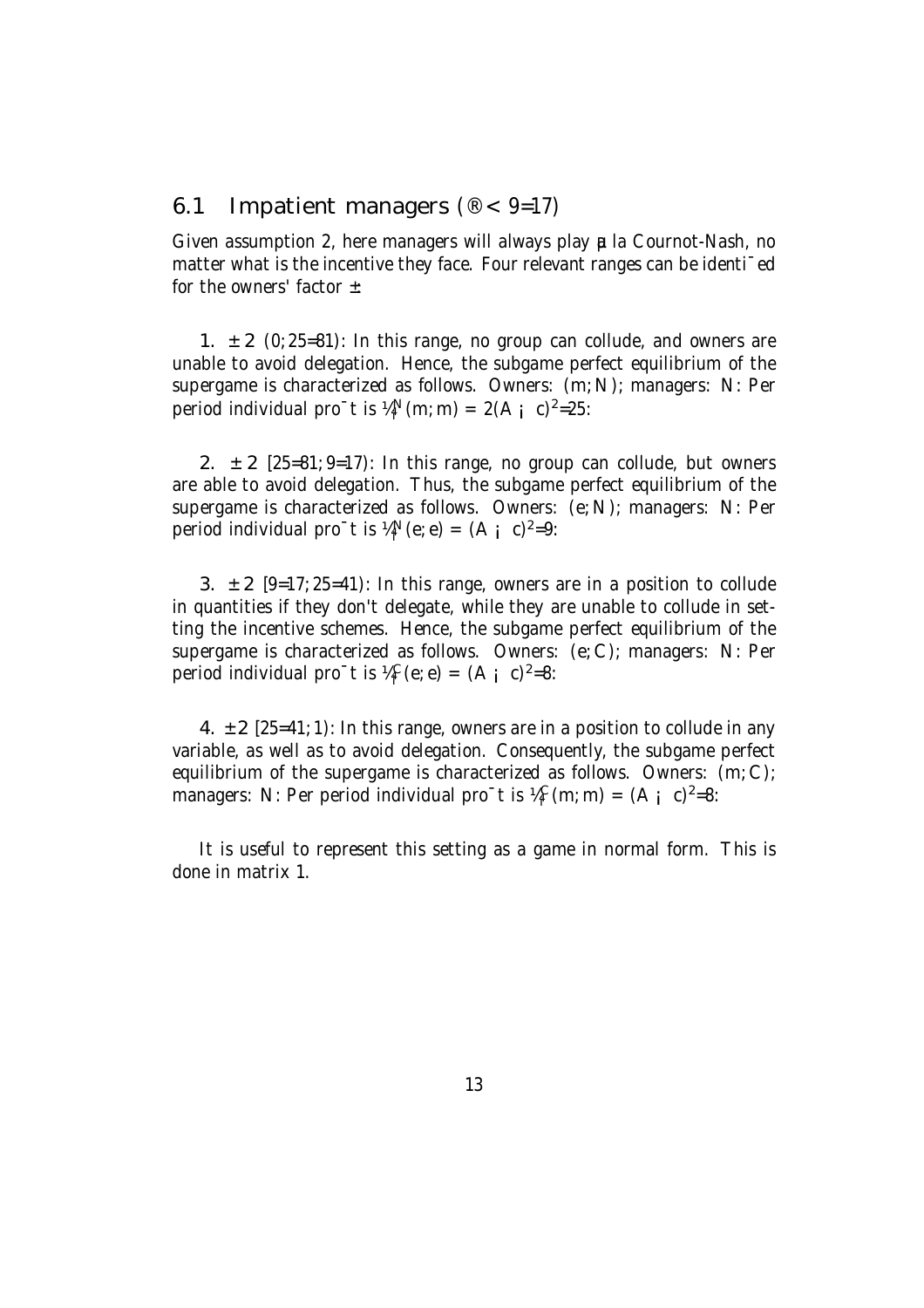## 6.1 Impatient managers ($\alpha < 9/17$)

Given assumption 2, here managers will always play à la Cournot-Nash, no matter what is the incentive they face. Four relevant ranges can be identified for the owners' factor $\delta$:

1. $\delta \in (0; 25/81)$: In this range, no group can collude, and owners are unable to avoid delegation. Hence, the subgame perfect equilibrium of the supergame is characterized as follows. Owners: $(m; N)$; managers: $N$: Per period individual profit is $\pi_i^N(m; m) = 2(A - c)^2/25$:

2. $\delta \in [25/81; 9/17)$: In this range, no group can collude, but owners are able to avoid delegation. Thus, the subgame perfect equilibrium of the supergame is characterized as follows. Owners: $(e; N)$; managers: $N$: Per period individual profit is $\pi_i^N(e; e) = (A - c)^2/9$:

3. $\delta \in [9/17; 25/41)$: In this range, owners are in a position to collude in quantities if they don't delegate, while they are unable to collude in setting the incentive schemes. Hence, the subgame perfect equilibrium of the supergame is characterized as follows. Owners: $(e; C)$; managers: $N$: Per period individual profit is $\pi_i^C(e; e) = (A - c)^2/8$:

4. $\delta \in [25/41; 1)$: In this range, owners are in a position to collude in any variable, as well as to avoid delegation. Consequently, the subgame perfect equilibrium of the supergame is characterized as follows. Owners: $(m; C)$; managers: $N$: Per period individual profit is $\pi_i^C(m; m) = (A - c)^2/8$:

It is useful to represent this setting as a game in normal form. This is done in matrix 1.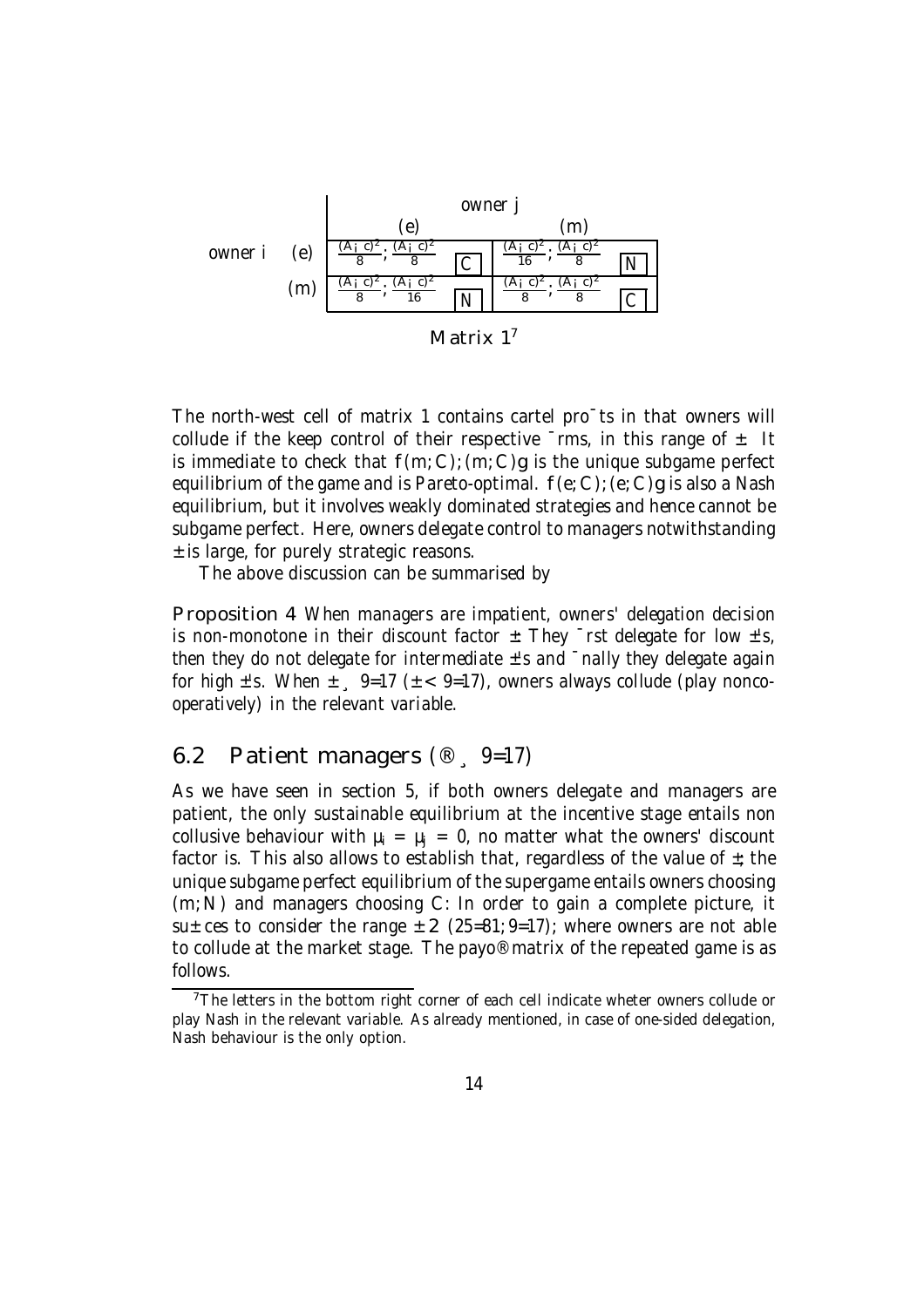| owner i \ owner j | (e) | | (m) | |
|---|---|---|---|---|
| (e) | $\frac{(A-c)^2}{8}; \frac{(A-c)^2}{8}$ | C | $\frac{(A-c)^2}{16}; \frac{(A-c)^2}{8}$ | N |
| (m) | $\frac{(A-c)^2}{8}; \frac{(A-c)^2}{16}$ | N | $\frac{(A-c)^2}{8}; \frac{(A-c)^2}{8}$ | C |

Matrix 1[7]

The north-west cell of matrix 1 contains cartel profits in that owners will collude if the keep control of their respective firms, in this range of $\delta$. It is immediate to check that $\{(m; C); (m; C)\}$ is the unique subgame perfect equilibrium of the game and is Pareto-optimal. $\{(e; C); (e; C)\}$ is also a Nash equilibrium, but it involves weakly dominated strategies and hence cannot be subgame perfect. Here, owners delegate control to managers notwithstanding $\delta$ is large, for purely strategic reasons.

The above discussion can be summarised by

**Proposition 4** *When managers are impatient, owners' delegation decision is non-monotone in their discount factor $\delta$. They first delegate for low $\delta$'s, then they do not delegate for intermediate $\delta$'s and finally they delegate again for high $\delta$'s. When $\delta \geq 9/17$ ($\delta < 9/17$), owners always collude (play noncooperatively) in the relevant variable.*

## 6.2 Patient managers ($\alpha \geq 9/17$)

As we have seen in section 5, if both owners delegate and managers are patient, the only sustainable equilibrium at the incentive stage entails non collusive behaviour with $\mu_i = \mu_j = 0$, no matter what the owners' discount factor is. This also allows to establish that, regardless of the value of $\delta$; the unique subgame perfect equilibrium of the supergame entails owners choosing $(m; N)$ and managers choosing $C$: In order to gain a complete picture, it suffices to consider the range $\delta \in (25/81; 9/17)$; where owners are not able to collude at the market stage. The payoff matrix of the repeated game is as follows.

[7] The letters in the bottom right corner of each cell indicate wheter owners collude or play Nash in the relevant variable. As already mentioned, in case of one-sided delegation, Nash behaviour is the only option.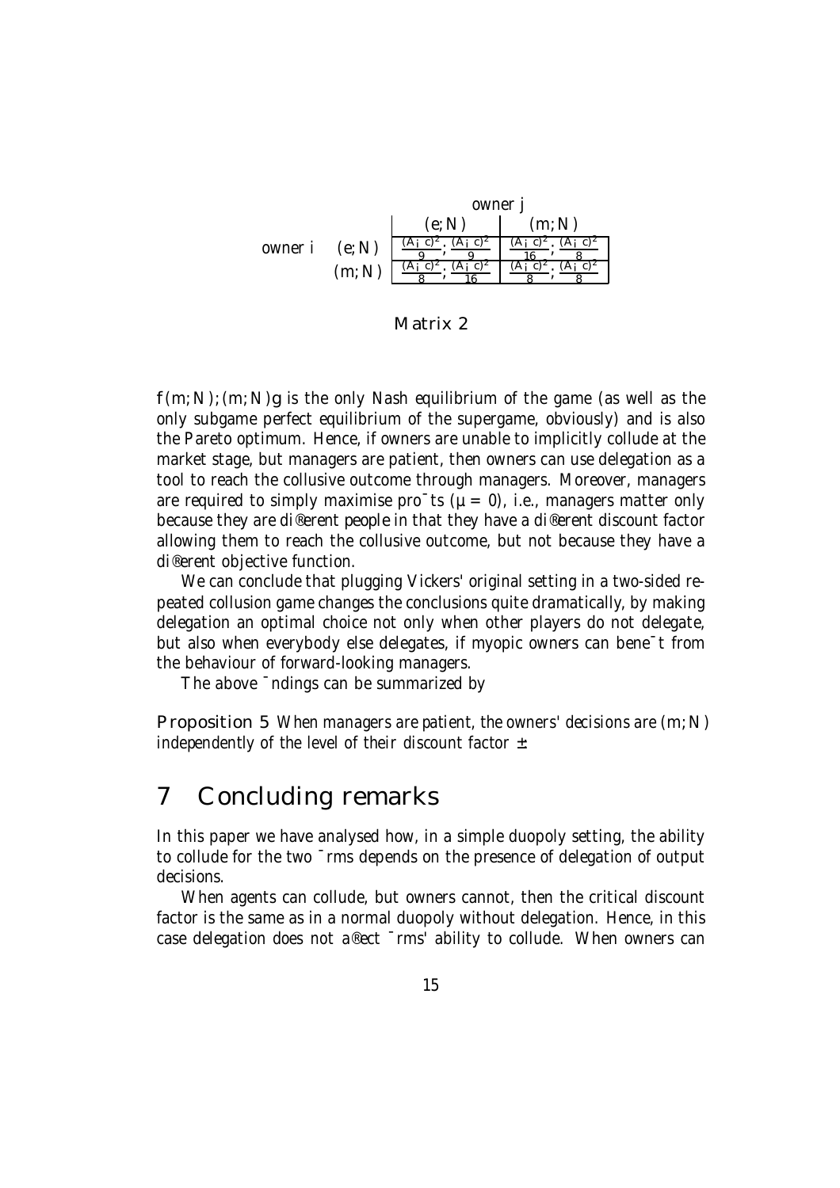|  |  | owner $j$ |  |
|---|---|---|---|
|  |  | $(e;N)$ | $(m;N)$ |
| owner $i$ | $(e;N)$ | $\frac{(A-c)^2}{9};\frac{(A-c)^2}{9}$ | $\frac{(A-c)^2}{16};\frac{(A-c)^2}{8}$ |
|  | $(m;N)$ | $\frac{(A-c)^2}{8};\frac{(A-c)^2}{16}$ | $\frac{(A-c)^2}{8};\frac{(A-c)^2}{8}$ |

Matrix 2

$\{(m;N);(m;N)\}$ is the only Nash equilibrium of the game (as well as the only subgame perfect equilibrium of the supergame, obviously) and is also the Pareto optimum. Hence, if owners are unable to implicitly collude at the market stage, but managers are patient, then owners can use delegation as a tool to reach the collusive outcome through managers. Moreover, managers are required to simply maximise profits ($\theta = 0$), i.e., managers matter only because they are different people in that they have a different discount factor allowing them to reach the collusive outcome, but not because they have a different objective function.

We can conclude that plugging Vickers' original setting in a two-sided repeated collusion game changes the conclusions quite dramatically, by making delegation an optimal choice not only when other players do not delegate, but also when everybody else delegates, if myopic owners can benefit from the behaviour of forward-looking managers.

The above findings can be summarized by

**Proposition 5** *When managers are patient, the owners' decisions are $(m;N)$ independently of the level of their discount factor $\delta$.*

# 7 Concluding remarks

In this paper we have analysed how, in a simple duopoly setting, the ability to collude for the two firms depends on the presence of delegation of output decisions.

When agents can collude, but owners cannot, then the critical discount factor is the same as in a normal duopoly without delegation. Hence, in this case delegation does not affect firms' ability to collude. When owners can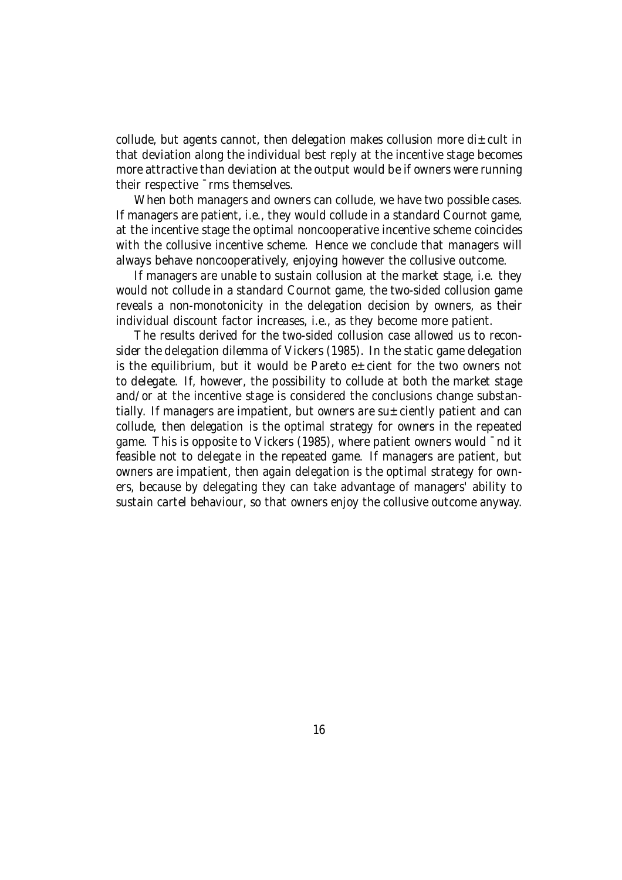collude, but agents cannot, then delegation makes collusion more difficult in that deviation along the individual best reply at the incentive stage becomes more attractive than deviation at the output would be if owners were running their respective firms themselves.

When both managers and owners can collude, we have two possible cases. If managers are patient, i.e., they would collude in a standard Cournot game, at the incentive stage the optimal noncooperative incentive scheme coincides with the collusive incentive scheme. Hence we conclude that managers will always behave noncooperatively, enjoying however the collusive outcome.

If managers are unable to sustain collusion at the market stage, i.e. they would not collude in a standard Cournot game, the two-sided collusion game reveals a non-monotonicity in the delegation decision by owners, as their individual discount factor increases, i.e., as they become more patient.

The results derived for the two-sided collusion case allowed us to reconsider the delegation dilemma of Vickers (1985). In the static game delegation is the equilibrium, but it would be Pareto efficient for the two owners not to delegate. If, however, the possibility to collude at both the market stage and/or at the incentive stage is considered the conclusions change substantially. If managers are impatient, but owners are sufficiently patient and can collude, then delegation is the optimal strategy for owners in the repeated game. This is opposite to Vickers (1985), where patient owners would find it feasible not to delegate in the repeated game. If managers are patient, but owners are impatient, then again delegation is the optimal strategy for owners, because by delegating they can take advantage of managers' ability to sustain cartel behaviour, so that owners enjoy the collusive outcome anyway.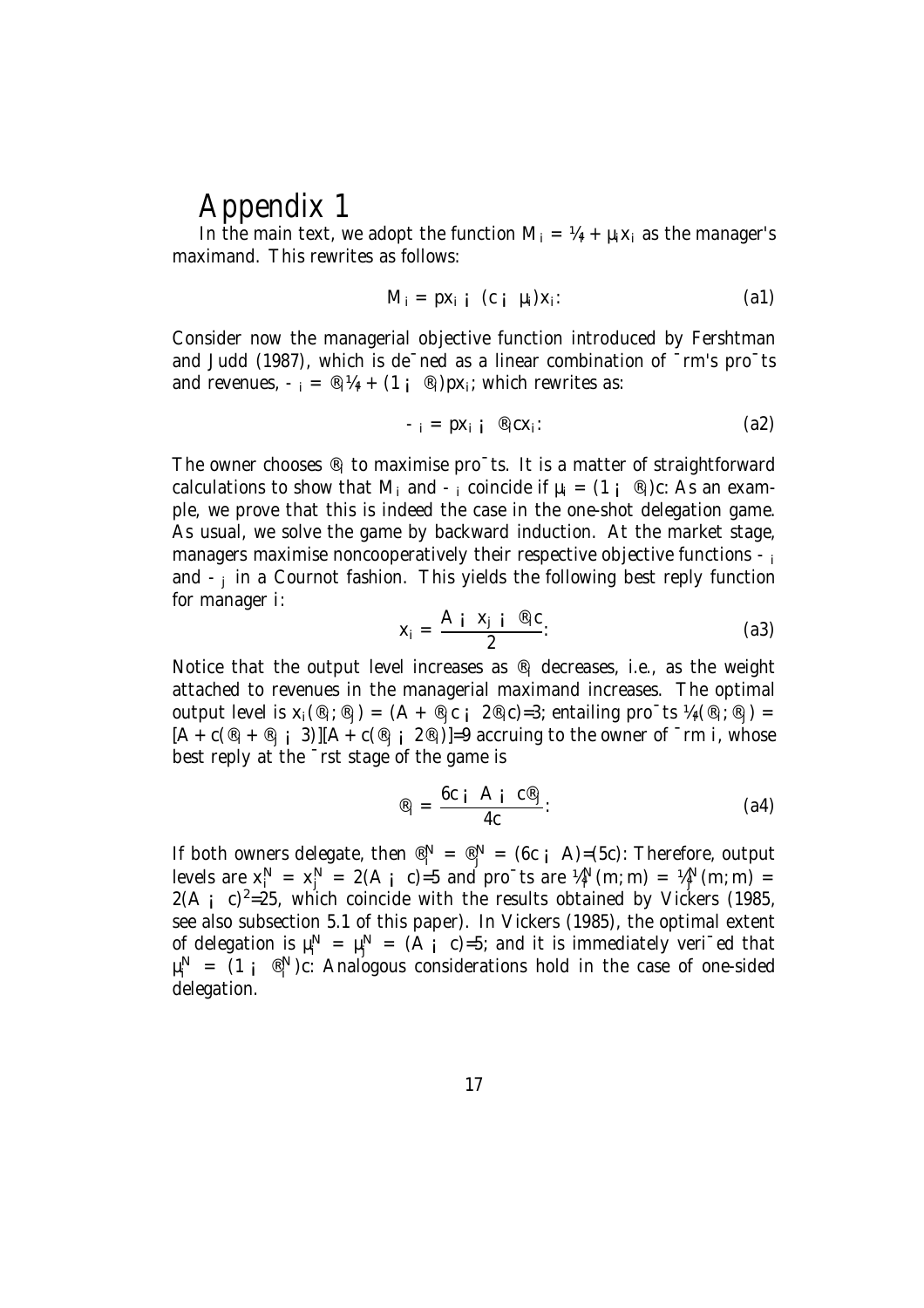# Appendix 1

In the main text, we adopt the function $M_i = \pi_i + \mu_i x_i$ as the manager's maximand. This rewrites as follows:

$$M_i = px_i - (c - \mu_i)x_i. \tag{a1}$$

Consider now the managerial objective function introduced by Fershtman and Judd (1987), which is defined as a linear combination of firm's profits and revenues, $\Omega_i = \alpha_i \pi_i + (1 - \alpha_i)px_i$, which rewrites as:

$$\Omega_i = px_i - \alpha_i c x_i. \tag{a2}$$

The owner chooses $\alpha_i$ to maximise profits. It is a matter of straightforward calculations to show that $M_i$ and $\Omega_i$ coincide if $\mu_i = (1 - \alpha_i)c$. As an example, we prove that this is indeed the case in the one-shot delegation game. As usual, we solve the game by backward induction. At the market stage, managers maximise noncooperatively their respective objective functions $\Omega_i$ and $\Omega_j$ in a Cournot fashion. This yields the following best reply function for manager $i$:

$$x_i = \frac{A - x_j - \alpha_i c}{2}. \tag{a3}$$

Notice that the output level increases as $\alpha_i$ decreases, i.e., as the weight attached to revenues in the managerial maximand increases. The optimal output level is $x_i(\alpha_i, \alpha_j) = (A + \alpha_j c - 2\alpha_i c)/3$, entailing profits $\pi_i(\alpha_i, \alpha_j) = [A + c(\alpha_i + \alpha_j - 3)][A + c(\alpha_j - 2\alpha_i)]/9$ accruing to the owner of firm $i$, whose best reply at the first stage of the game is

$$\alpha_i = \frac{6c - A - c\alpha_j}{4c}. \tag{a4}$$

If both owners delegate, then $\alpha_i^N = \alpha_j^N = (6c - A)/(5c)$. Therefore, output levels are $x_i^N = x_j^N = 2(A - c)/5$ and profits are $\pi_i^N(m, m) = \pi_j^N(m, m) = 2(A - c)^2/25$, which coincide with the results obtained by Vickers (1985, see also subsection 5.1 of this paper). In Vickers (1985), the optimal extent of delegation is $\mu_i^N = \mu_j^N = (A - c)/5$, and it is immediately verified that $\mu_i^N = (1 - \alpha_i^N)c$. Analogous considerations hold in the case of one-sided delegation.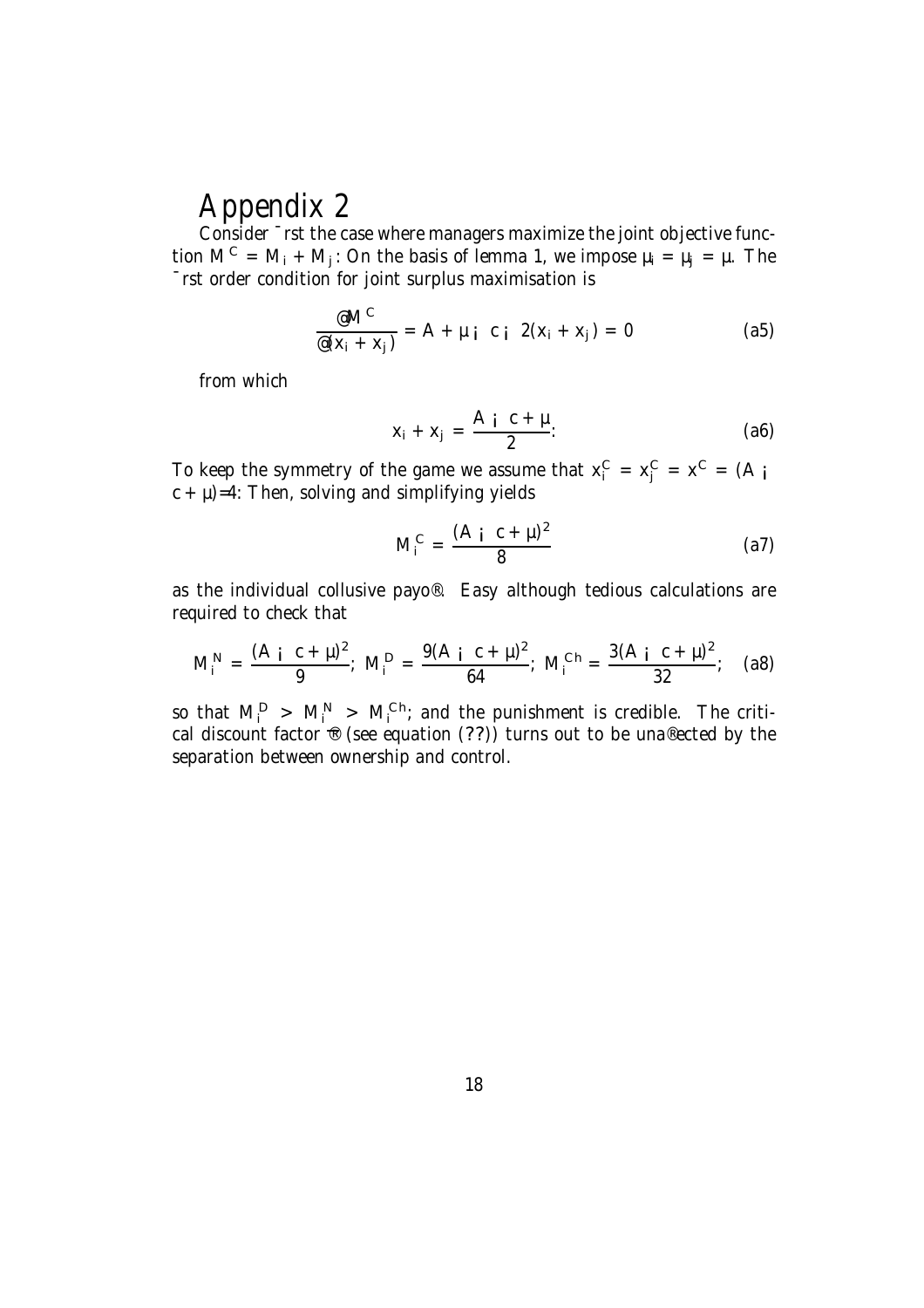# Appendix 2

Consider first the case where managers maximize the joint objective function $M^C = M_i + M_j$. On the basis of lemma 1, we impose $\theta_i = \theta_j = \theta$. The first order condition for joint surplus maximisation is

$$\frac{\partial M^C}{\partial (x_i + x_j)} = A + \theta - c - 2(x_i + x_j) = 0 \tag{a5}$$

from which

$$x_i + x_j = \frac{A - c + \theta}{2}. \tag{a6}$$

To keep the symmetry of the game we assume that $x_i^C = x_j^C = x^C = (A - c + \theta)/4$. Then, solving and simplifying yields

$$M_i^C = \frac{(A - c + \theta)^2}{8} \tag{a7}$$

as the individual collusive payoff. Easy although tedious calculations are required to check that

$$M_i^N = \frac{(A - c + \theta)^2}{9};\; M_i^D = \frac{9(A - c + \theta)^2}{64};\; M_i^{Ch} = \frac{3(A - c + \theta)^2}{32}; \tag{a8}$$

so that $M_i^D > M_i^N > M_i^{Ch}$; and the punishment is credible. The critical discount factor $\delta$ (see equation (??)) turns out to be unaffected by the separation between ownership and control.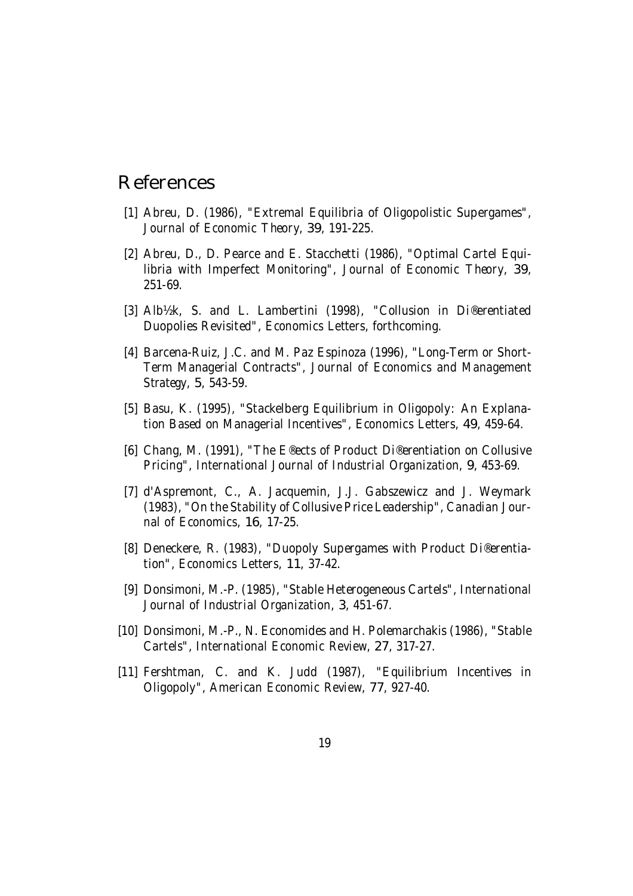# References

[1] Abreu, D. (1986), "Extremal Equilibria of Oligopolistic Supergames", *Journal of Economic Theory*, **39**, 191-225.

[2] Abreu, D., D. Pearce and E. Stacchetti (1986), "Optimal Cartel Equilibria with Imperfect Monitoring", *Journal of Economic Theory*, **39**, 251-69.

[3] Alb½k, S. and L. Lambertini (1998), "Collusion in Di®erentiated Duopolies Revisited", *Economics Letters*, forthcoming.

[4] Barcena-Ruiz, J.C. and M. Paz Espinoza (1996), "Long-Term or Short-Term Managerial Contracts", *Journal of Economics and Management Strategy*, **5**, 543-59.

[5] Basu, K. (1995), "Stackelberg Equilibrium in Oligopoly: An Explanation Based on Managerial Incentives", *Economics Letters*, **49**, 459-64.

[6] Chang, M. (1991), "The E®ects of Product Di®erentiation on Collusive Pricing", *International Journal of Industrial Organization*, **9**, 453-69.

[7] d'Aspremont, C., A. Jacquemin, J.J. Gabszewicz and J. Weymark (1983), "On the Stability of Collusive Price Leadership", *Canadian Journal of Economics*, **16**, 17-25.

[8] Deneckere, R. (1983), "Duopoly Supergames with Product Di®erentiation", *Economics Letters*, **11**, 37-42.

[9] Donsimoni, M.-P. (1985), "Stable Heterogeneous Cartels", *International Journal of Industrial Organization*, **3**, 451-67.

[10] Donsimoni, M.-P., N. Economides and H. Polemarchakis (1986), "Stable Cartels", *International Economic Review*, **27**, 317-27.

[11] Fershtman, C. and K. Judd (1987), "Equilibrium Incentives in Oligopoly", *American Economic Review*, **77**, 927-40.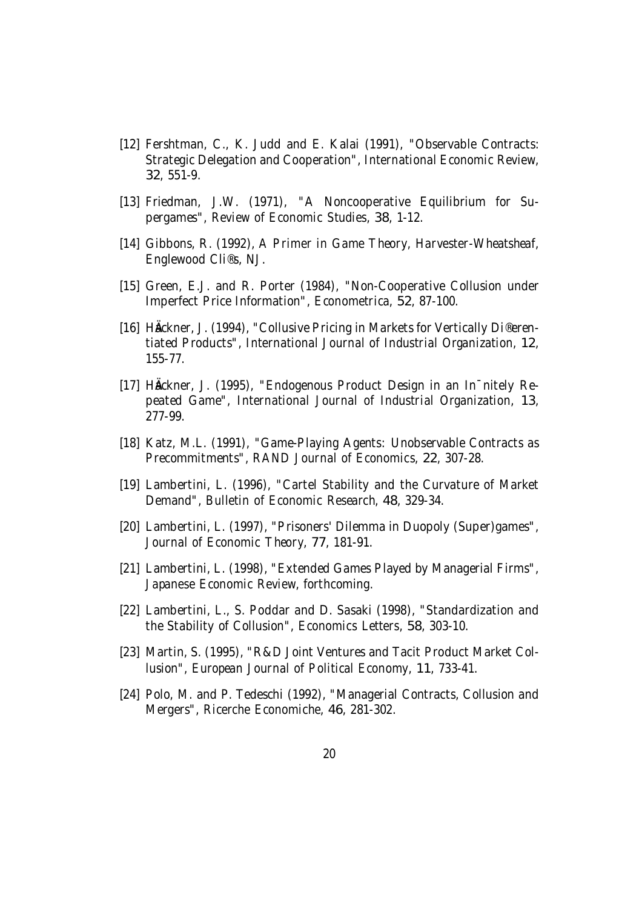[12] Fershtman, C., K. Judd and E. Kalai (1991), "Observable Contracts: Strategic Delegation and Cooperation", *International Economic Review*, **32**, 551-9.

[13] Friedman, J.W. (1971), "A Noncooperative Equilibrium for Supergames", *Review of Economic Studies*, **38**, 1-12.

[14] Gibbons, R. (1992), *A Primer in Game Theory*, Harvester-Wheatsheaf, Englewood Cliffs, NJ.

[15] Green, E.J. and R. Porter (1984), "Non-Cooperative Collusion under Imperfect Price Information", *Econometrica*, **52**, 87-100.

[16] Häckner, J. (1994), "Collusive Pricing in Markets for Vertically Differentiated Products", *International Journal of Industrial Organization*, **12**, 155-77.

[17] Häckner, J. (1995), "Endogenous Product Design in an Infinitely Repeated Game", *International Journal of Industrial Organization*, **13**, 277-99.

[18] Katz, M.L. (1991), "Game-Playing Agents: Unobservable Contracts as Precommitments", *RAND Journal of Economics*, **22**, 307-28.

[19] Lambertini, L. (1996), "Cartel Stability and the Curvature of Market Demand", *Bulletin of Economic Research*, **48**, 329-34.

[20] Lambertini, L. (1997), "Prisoners' Dilemma in Duopoly (Super)games", *Journal of Economic Theory*, **77**, 181-91.

[21] Lambertini, L. (1998), "Extended Games Played by Managerial Firms", *Japanese Economic Review*, forthcoming.

[22] Lambertini, L., S. Poddar and D. Sasaki (1998), "Standardization and the Stability of Collusion", *Economics Letters*, **58**, 303-10.

[23] Martin, S. (1995), "R&D Joint Ventures and Tacit Product Market Collusion", *European Journal of Political Economy*, **11**, 733-41.

[24] Polo, M. and P. Tedeschi (1992), "Managerial Contracts, Collusion and Mergers", *Ricerche Economiche*, **46**, 281-302.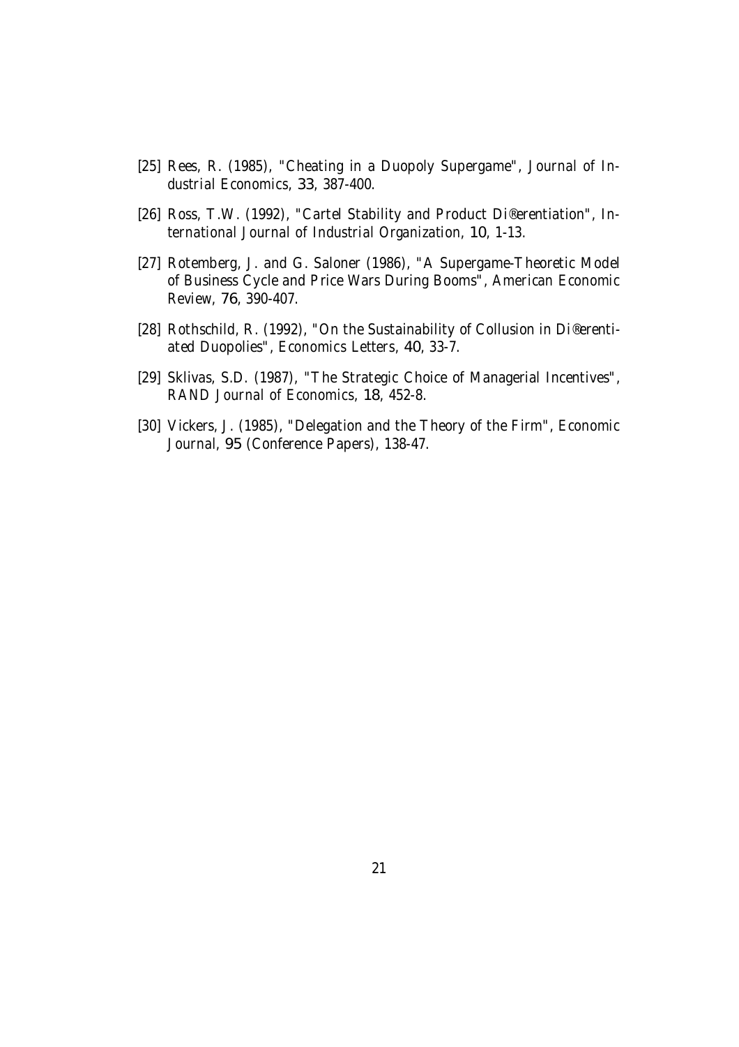[25] Rees, R. (1985), "Cheating in a Duopoly Supergame", *Journal of Industrial Economics*, **33**, 387-400.

[26] Ross, T.W. (1992), "Cartel Stability and Product Di®erentiation", *International Journal of Industrial Organization*, **10**, 1-13.

[27] Rotemberg, J. and G. Saloner (1986), "A Supergame-Theoretic Model of Business Cycle and Price Wars During Booms", *American Economic Review*, **76**, 390-407.

[28] Rothschild, R. (1992), "On the Sustainability of Collusion in Di®erentiated Duopolies", *Economics Letters*, **40**, 33-7.

[29] Sklivas, S.D. (1987), "The Strategic Choice of Managerial Incentives", *RAND Journal of Economics*, **18**, 452-8.

[30] Vickers, J. (1985), "Delegation and the Theory of the Firm", *Economic Journal*, **95** (Conference Papers), 138-47.